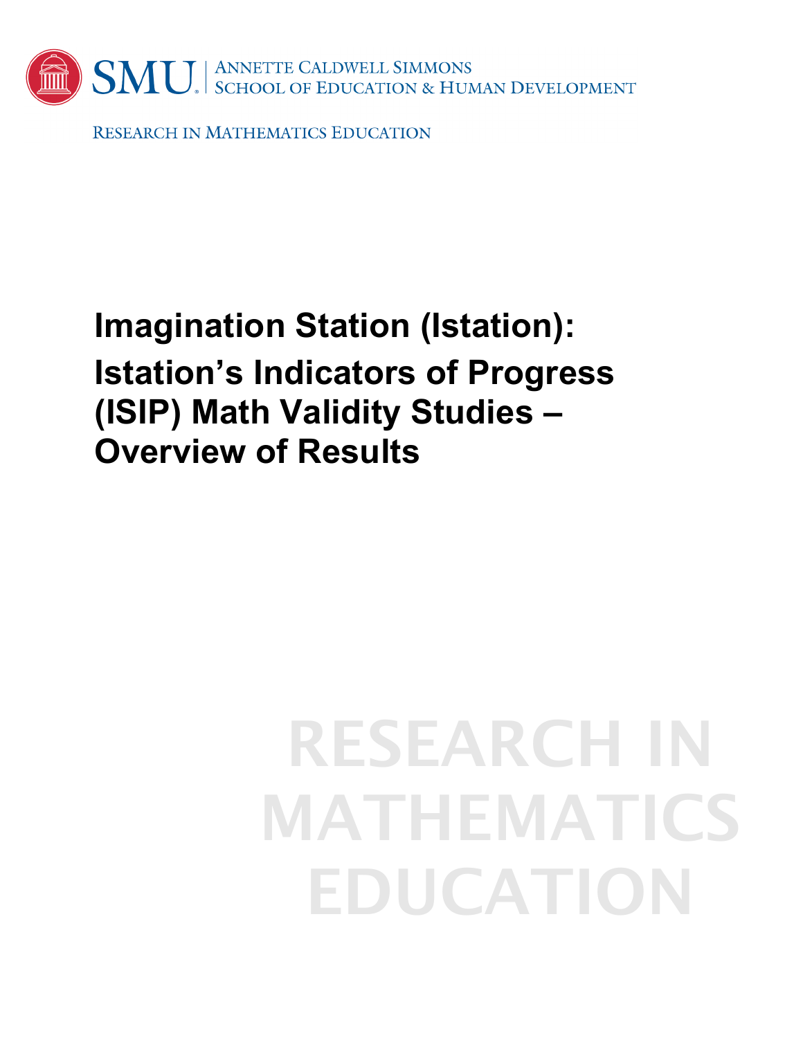SMU | Annette Caldwell Simmons School of Education & Human Development

Research in Mathematics Education

# Imagination Station (Istation): Istation's Indicators of Progress (ISIP) Math Validity Studies – Overview of Results

RESEARCH IN MATHEMATICS EDUCATION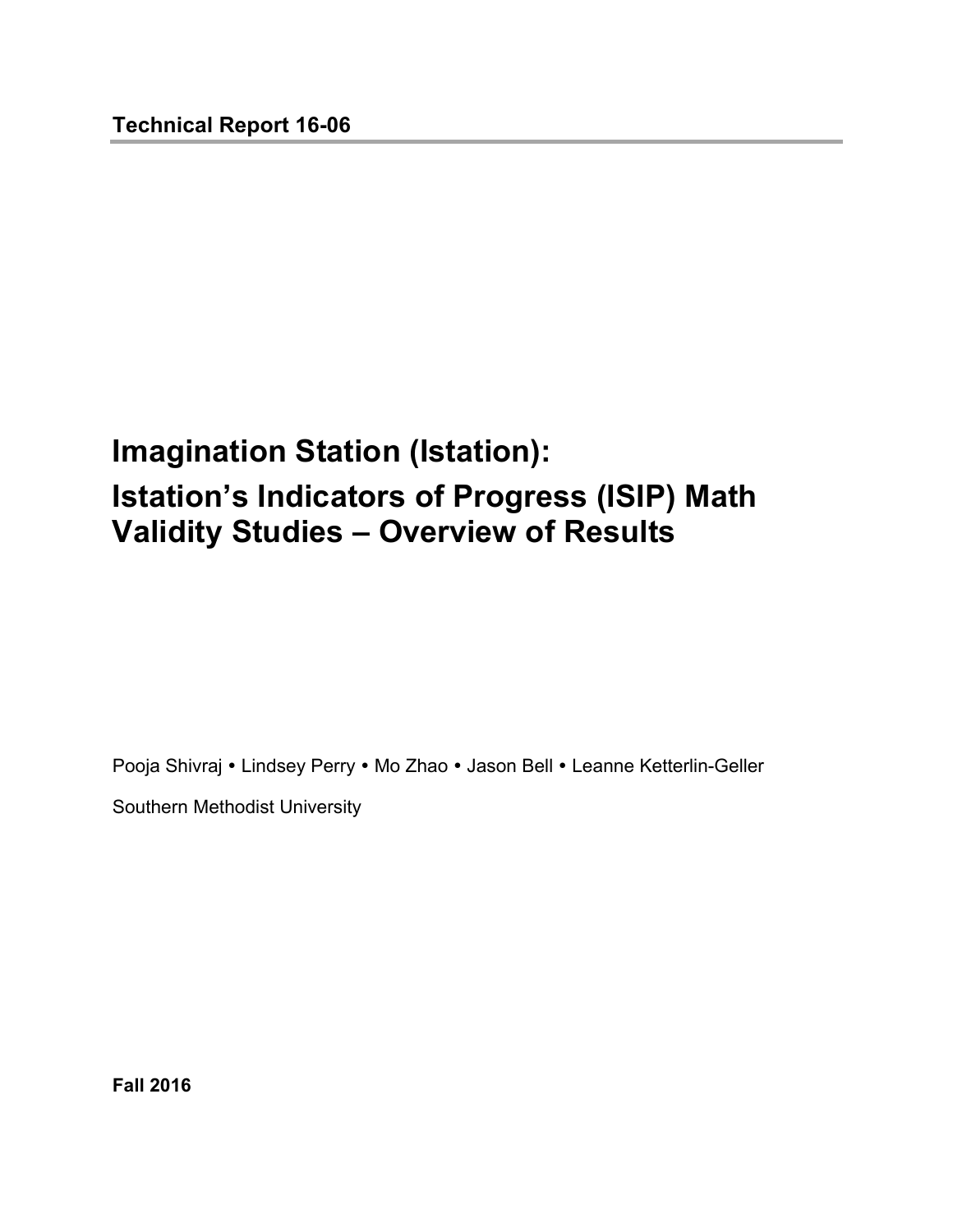**Technical Report 16-06**

# Imagination Station (Istation): Istation's Indicators of Progress (ISIP) Math Validity Studies – Overview of Results

Pooja Shivraj • Lindsey Perry • Mo Zhao • Jason Bell • Leanne Ketterlin-Geller

Southern Methodist University

**Fall 2016**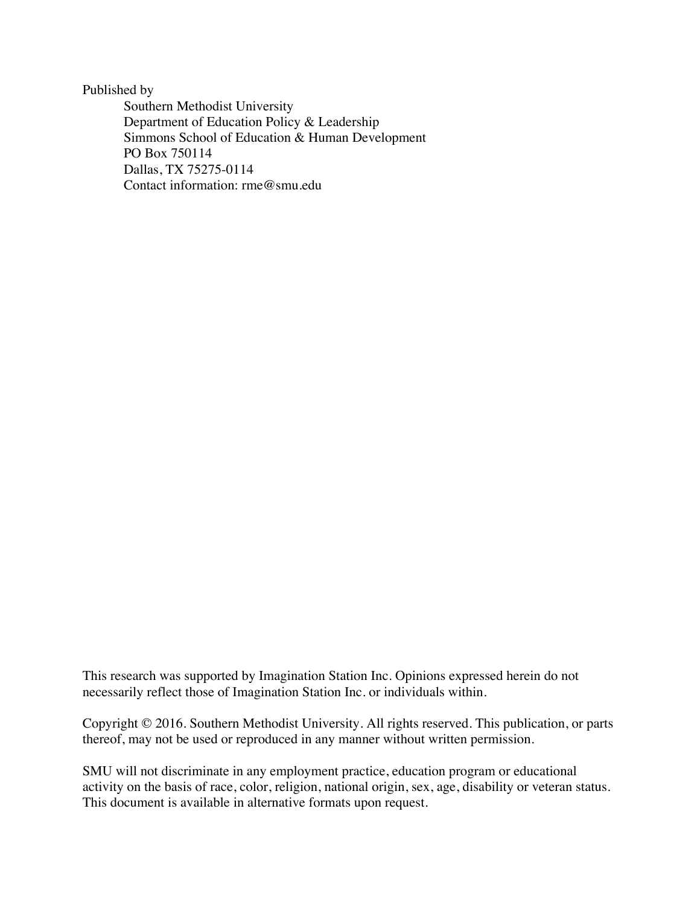Published by

Southern Methodist University
Department of Education Policy & Leadership
Simmons School of Education & Human Development
PO Box 750114
Dallas, TX 75275-0114
Contact information: rme@smu.edu

This research was supported by Imagination Station Inc. Opinions expressed herein do not necessarily reflect those of Imagination Station Inc. or individuals within.

Copyright © 2016. Southern Methodist University. All rights reserved. This publication, or parts thereof, may not be used or reproduced in any manner without written permission.

SMU will not discriminate in any employment practice, education program or educational activity on the basis of race, color, religion, national origin, sex, age, disability or veteran status. This document is available in alternative formats upon request.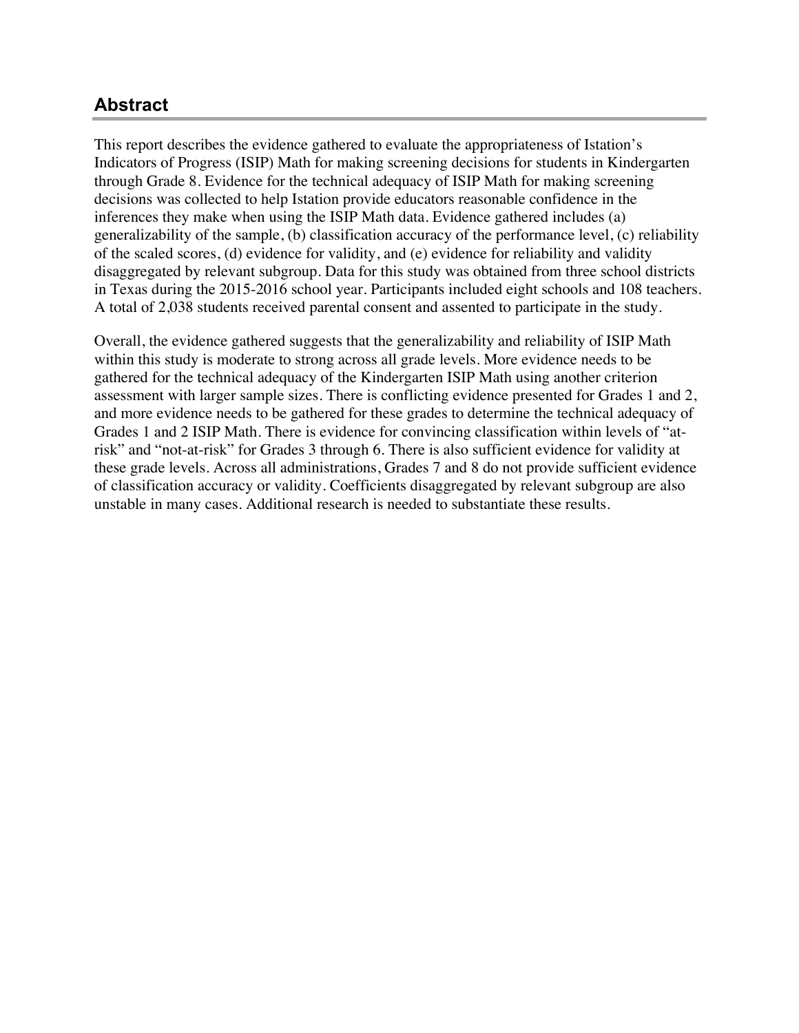## Abstract

This report describes the evidence gathered to evaluate the appropriateness of Istation's Indicators of Progress (ISIP) Math for making screening decisions for students in Kindergarten through Grade 8. Evidence for the technical adequacy of ISIP Math for making screening decisions was collected to help Istation provide educators reasonable confidence in the inferences they make when using the ISIP Math data. Evidence gathered includes (a) generalizability of the sample, (b) classification accuracy of the performance level, (c) reliability of the scaled scores, (d) evidence for validity, and (e) evidence for reliability and validity disaggregated by relevant subgroup. Data for this study was obtained from three school districts in Texas during the 2015-2016 school year. Participants included eight schools and 108 teachers. A total of 2,038 students received parental consent and assented to participate in the study.

Overall, the evidence gathered suggests that the generalizability and reliability of ISIP Math within this study is moderate to strong across all grade levels. More evidence needs to be gathered for the technical adequacy of the Kindergarten ISIP Math using another criterion assessment with larger sample sizes. There is conflicting evidence presented for Grades 1 and 2, and more evidence needs to be gathered for these grades to determine the technical adequacy of Grades 1 and 2 ISIP Math. There is evidence for convincing classification within levels of "at-risk" and "not-at-risk" for Grades 3 through 6. There is also sufficient evidence for validity at these grade levels. Across all administrations, Grades 7 and 8 do not provide sufficient evidence of classification accuracy or validity. Coefficients disaggregated by relevant subgroup are also unstable in many cases. Additional research is needed to substantiate these results.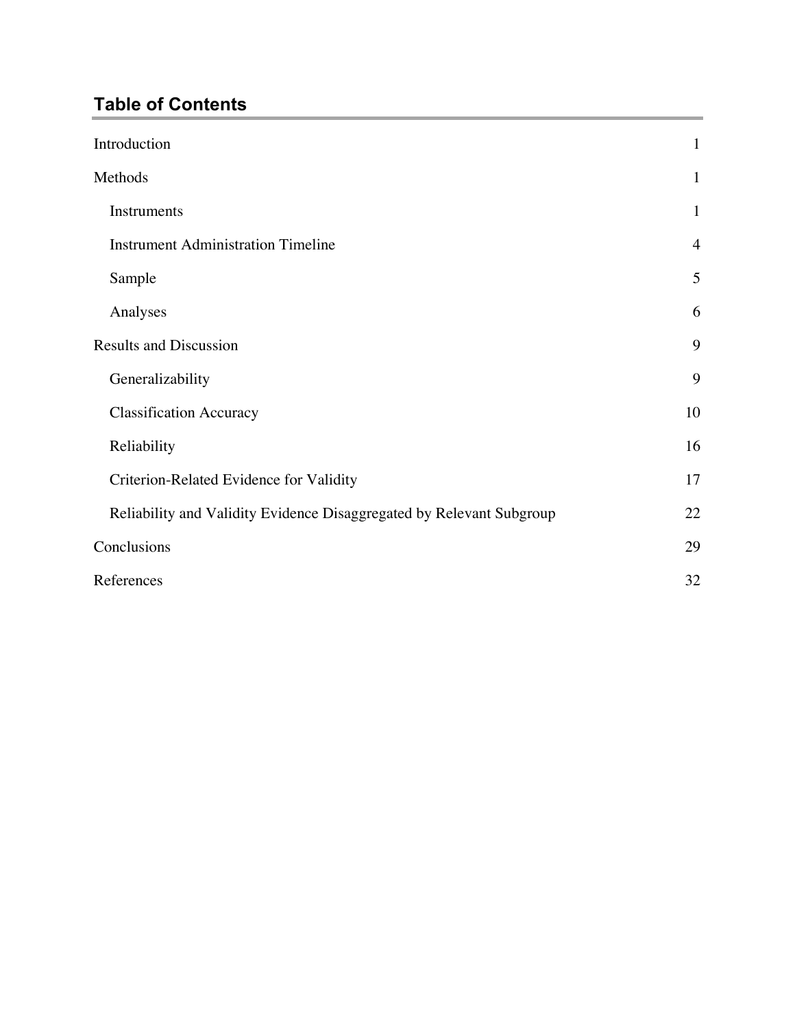## Table of Contents

| | |
|---|---|
| Introduction | 1 |
| Methods | 1 |
| Instruments | 1 |
| Instrument Administration Timeline | 4 |
| Sample | 5 |
| Analyses | 6 |
| Results and Discussion | 9 |
| Generalizability | 9 |
| Classification Accuracy | 10 |
| Reliability | 16 |
| Criterion-Related Evidence for Validity | 17 |
| Reliability and Validity Evidence Disaggregated by Relevant Subgroup | 22 |
| Conclusions | 29 |
| References | 32 |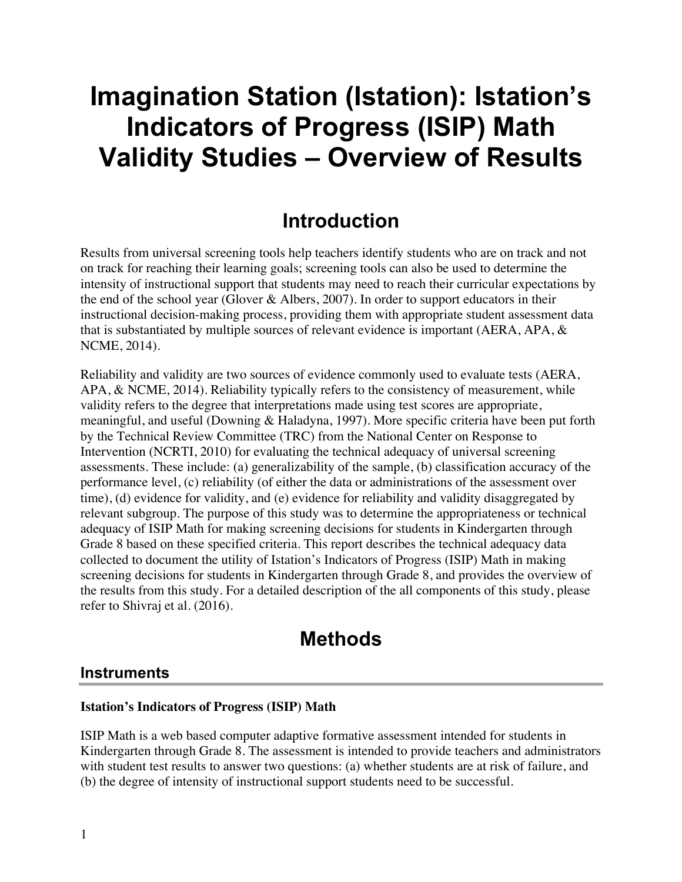# Imagination Station (Istation): Istation's Indicators of Progress (ISIP) Math Validity Studies – Overview of Results

## Introduction

Results from universal screening tools help teachers identify students who are on track and not on track for reaching their learning goals; screening tools can also be used to determine the intensity of instructional support that students may need to reach their curricular expectations by the end of the school year (Glover & Albers, 2007). In order to support educators in their instructional decision-making process, providing them with appropriate student assessment data that is substantiated by multiple sources of relevant evidence is important (AERA, APA, & NCME, 2014).

Reliability and validity are two sources of evidence commonly used to evaluate tests (AERA, APA, & NCME, 2014). Reliability typically refers to the consistency of measurement, while validity refers to the degree that interpretations made using test scores are appropriate, meaningful, and useful (Downing & Haladyna, 1997). More specific criteria have been put forth by the Technical Review Committee (TRC) from the National Center on Response to Intervention (NCRTI, 2010) for evaluating the technical adequacy of universal screening assessments. These include: (a) generalizability of the sample, (b) classification accuracy of the performance level, (c) reliability (of either the data or administrations of the assessment over time), (d) evidence for validity, and (e) evidence for reliability and validity disaggregated by relevant subgroup. The purpose of this study was to determine the appropriateness or technical adequacy of ISIP Math for making screening decisions for students in Kindergarten through Grade 8 based on these specified criteria. This report describes the technical adequacy data collected to document the utility of Istation's Indicators of Progress (ISIP) Math in making screening decisions for students in Kindergarten through Grade 8, and provides the overview of the results from this study. For a detailed description of the all components of this study, please refer to Shivraj et al. (2016).

## Methods

### Instruments

**Istation's Indicators of Progress (ISIP) Math**

ISIP Math is a web based computer adaptive formative assessment intended for students in Kindergarten through Grade 8. The assessment is intended to provide teachers and administrators with student test results to answer two questions: (a) whether students are at risk of failure, and (b) the degree of intensity of instructional support students need to be successful.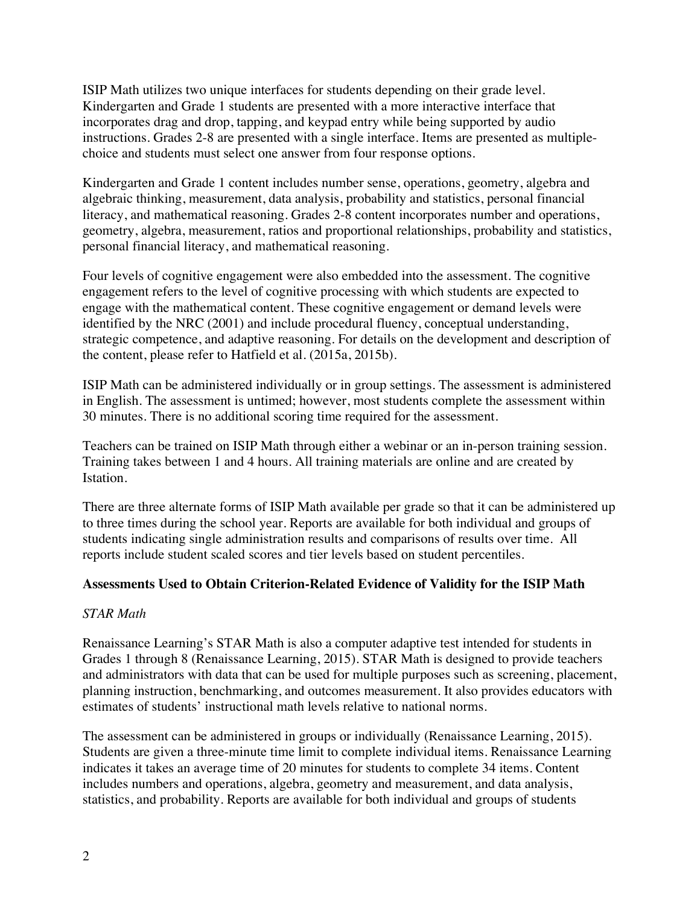ISIP Math utilizes two unique interfaces for students depending on their grade level. Kindergarten and Grade 1 students are presented with a more interactive interface that incorporates drag and drop, tapping, and keypad entry while being supported by audio instructions. Grades 2-8 are presented with a single interface. Items are presented as multiple-choice and students must select one answer from four response options.

Kindergarten and Grade 1 content includes number sense, operations, geometry, algebra and algebraic thinking, measurement, data analysis, probability and statistics, personal financial literacy, and mathematical reasoning. Grades 2-8 content incorporates number and operations, geometry, algebra, measurement, ratios and proportional relationships, probability and statistics, personal financial literacy, and mathematical reasoning.

Four levels of cognitive engagement were also embedded into the assessment. The cognitive engagement refers to the level of cognitive processing with which students are expected to engage with the mathematical content. These cognitive engagement or demand levels were identified by the NRC (2001) and include procedural fluency, conceptual understanding, strategic competence, and adaptive reasoning. For details on the development and description of the content, please refer to Hatfield et al. (2015a, 2015b).

ISIP Math can be administered individually or in group settings. The assessment is administered in English. The assessment is untimed; however, most students complete the assessment within 30 minutes. There is no additional scoring time required for the assessment.

Teachers can be trained on ISIP Math through either a webinar or an in-person training session. Training takes between 1 and 4 hours. All training materials are online and are created by Istation.

There are three alternate forms of ISIP Math available per grade so that it can be administered up to three times during the school year. Reports are available for both individual and groups of students indicating single administration results and comparisons of results over time. All reports include student scaled scores and tier levels based on student percentiles.

**Assessments Used to Obtain Criterion-Related Evidence of Validity for the ISIP Math**

*STAR Math*

Renaissance Learning's STAR Math is also a computer adaptive test intended for students in Grades 1 through 8 (Renaissance Learning, 2015). STAR Math is designed to provide teachers and administrators with data that can be used for multiple purposes such as screening, placement, planning instruction, benchmarking, and outcomes measurement. It also provides educators with estimates of students' instructional math levels relative to national norms.

The assessment can be administered in groups or individually (Renaissance Learning, 2015). Students are given a three-minute time limit to complete individual items. Renaissance Learning indicates it takes an average time of 20 minutes for students to complete 34 items. Content includes numbers and operations, algebra, geometry and measurement, and data analysis, statistics, and probability. Reports are available for both individual and groups of students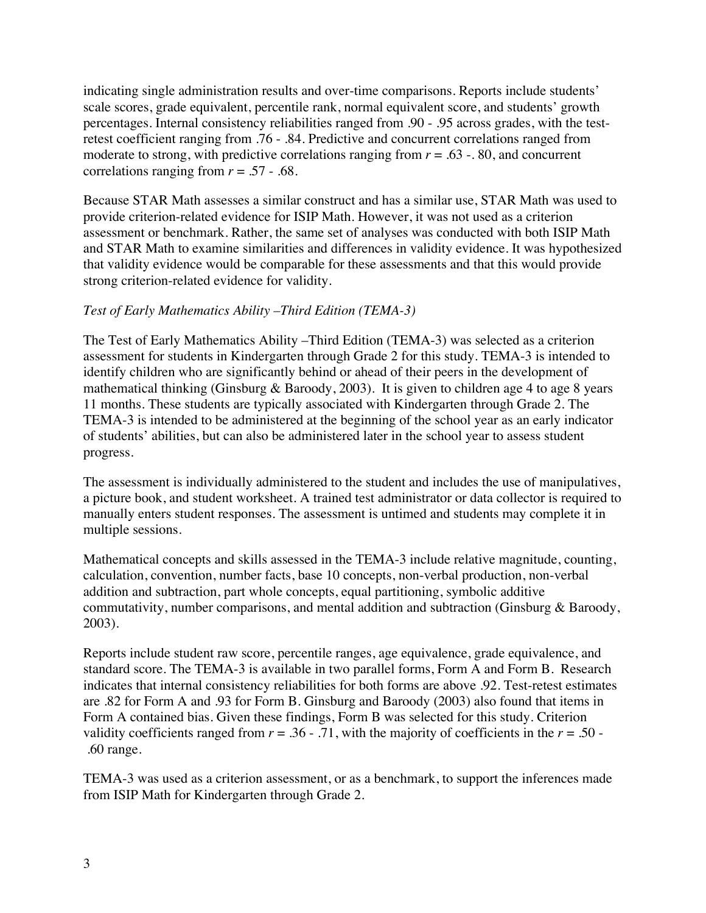indicating single administration results and over-time comparisons. Reports include students' scale scores, grade equivalent, percentile rank, normal equivalent score, and students' growth percentages. Internal consistency reliabilities ranged from .90 - .95 across grades, with the test-retest coefficient ranging from .76 - .84. Predictive and concurrent correlations ranged from moderate to strong, with predictive correlations ranging from $r$ = .63 -. 80, and concurrent correlations ranging from $r$ = .57 - .68.

Because STAR Math assesses a similar construct and has a similar use, STAR Math was used to provide criterion-related evidence for ISIP Math. However, it was not used as a criterion assessment or benchmark. Rather, the same set of analyses was conducted with both ISIP Math and STAR Math to examine similarities and differences in validity evidence. It was hypothesized that validity evidence would be comparable for these assessments and that this would provide strong criterion-related evidence for validity.

*Test of Early Mathematics Ability –Third Edition (TEMA-3)*

The Test of Early Mathematics Ability –Third Edition (TEMA-3) was selected as a criterion assessment for students in Kindergarten through Grade 2 for this study. TEMA-3 is intended to identify children who are significantly behind or ahead of their peers in the development of mathematical thinking (Ginsburg & Baroody, 2003). It is given to children age 4 to age 8 years 11 months. These students are typically associated with Kindergarten through Grade 2. The TEMA-3 is intended to be administered at the beginning of the school year as an early indicator of students' abilities, but can also be administered later in the school year to assess student progress.

The assessment is individually administered to the student and includes the use of manipulatives, a picture book, and student worksheet. A trained test administrator or data collector is required to manually enters student responses. The assessment is untimed and students may complete it in multiple sessions.

Mathematical concepts and skills assessed in the TEMA-3 include relative magnitude, counting, calculation, convention, number facts, base 10 concepts, non-verbal production, non-verbal addition and subtraction, part whole concepts, equal partitioning, symbolic additive commutativity, number comparisons, and mental addition and subtraction (Ginsburg & Baroody, 2003).

Reports include student raw score, percentile ranges, age equivalence, grade equivalence, and standard score. The TEMA-3 is available in two parallel forms, Form A and Form B. Research indicates that internal consistency reliabilities for both forms are above .92. Test-retest estimates are .82 for Form A and .93 for Form B. Ginsburg and Baroody (2003) also found that items in Form A contained bias. Given these findings, Form B was selected for this study. Criterion validity coefficients ranged from $r$ = .36 - .71, with the majority of coefficients in the $r$ = .50 - .60 range.

TEMA-3 was used as a criterion assessment, or as a benchmark, to support the inferences made from ISIP Math for Kindergarten through Grade 2.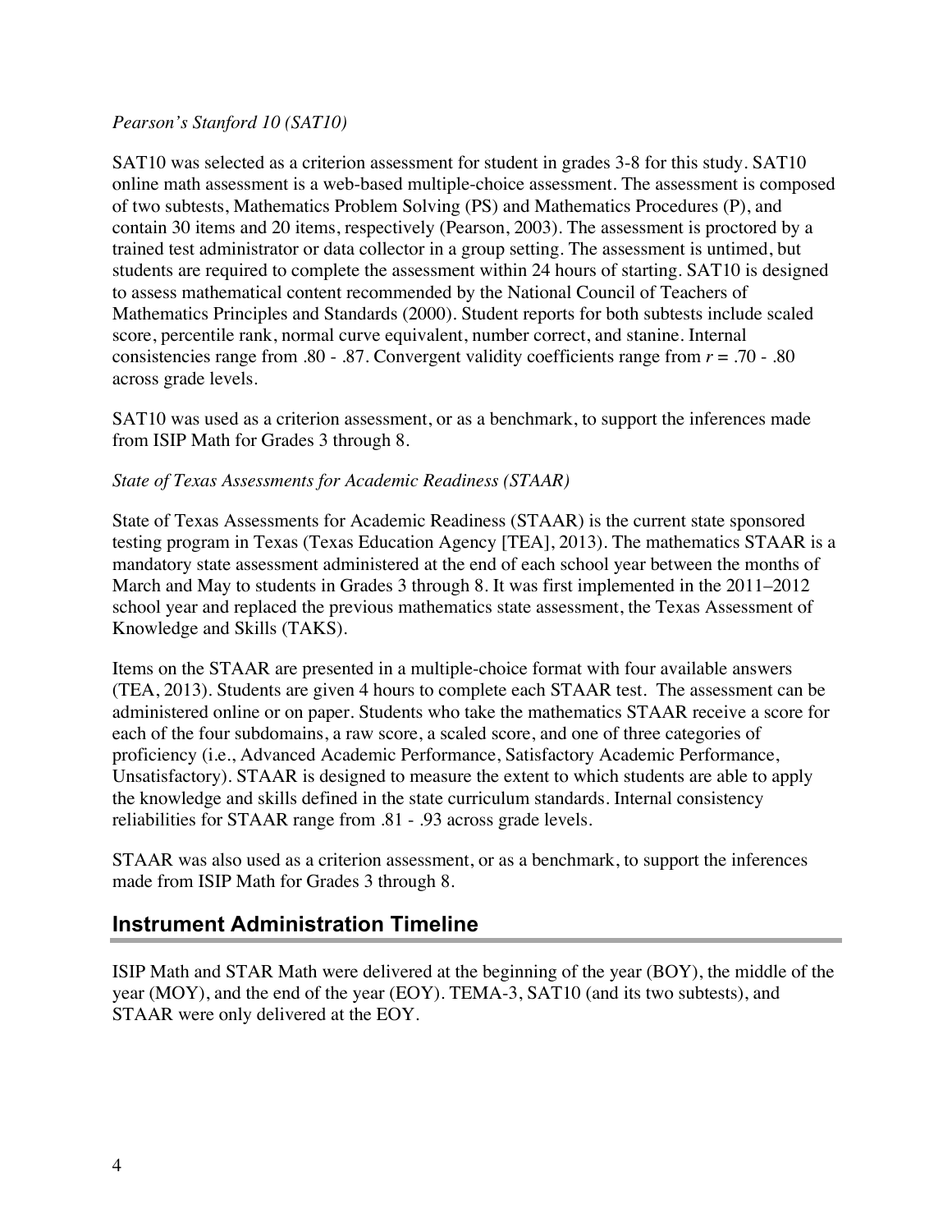*Pearson's Stanford 10 (SAT10)*

SAT10 was selected as a criterion assessment for student in grades 3-8 for this study. SAT10 online math assessment is a web-based multiple-choice assessment. The assessment is composed of two subtests, Mathematics Problem Solving (PS) and Mathematics Procedures (P), and contain 30 items and 20 items, respectively (Pearson, 2003). The assessment is proctored by a trained test administrator or data collector in a group setting. The assessment is untimed, but students are required to complete the assessment within 24 hours of starting. SAT10 is designed to assess mathematical content recommended by the National Council of Teachers of Mathematics Principles and Standards (2000). Student reports for both subtests include scaled score, percentile rank, normal curve equivalent, number correct, and stanine. Internal consistencies range from .80 - .87. Convergent validity coefficients range from $r$ = .70 - .80 across grade levels.

SAT10 was used as a criterion assessment, or as a benchmark, to support the inferences made from ISIP Math for Grades 3 through 8.

*State of Texas Assessments for Academic Readiness (STAAR)*

State of Texas Assessments for Academic Readiness (STAAR) is the current state sponsored testing program in Texas (Texas Education Agency [TEA], 2013). The mathematics STAAR is a mandatory state assessment administered at the end of each school year between the months of March and May to students in Grades 3 through 8. It was first implemented in the 2011–2012 school year and replaced the previous mathematics state assessment, the Texas Assessment of Knowledge and Skills (TAKS).

Items on the STAAR are presented in a multiple-choice format with four available answers (TEA, 2013). Students are given 4 hours to complete each STAAR test. The assessment can be administered online or on paper. Students who take the mathematics STAAR receive a score for each of the four subdomains, a raw score, a scaled score, and one of three categories of proficiency (i.e., Advanced Academic Performance, Satisfactory Academic Performance, Unsatisfactory). STAAR is designed to measure the extent to which students are able to apply the knowledge and skills defined in the state curriculum standards. Internal consistency reliabilities for STAAR range from .81 - .93 across grade levels.

STAAR was also used as a criterion assessment, or as a benchmark, to support the inferences made from ISIP Math for Grades 3 through 8.

## Instrument Administration Timeline

ISIP Math and STAR Math were delivered at the beginning of the year (BOY), the middle of the year (MOY), and the end of the year (EOY). TEMA-3, SAT10 (and its two subtests), and STAAR were only delivered at the EOY.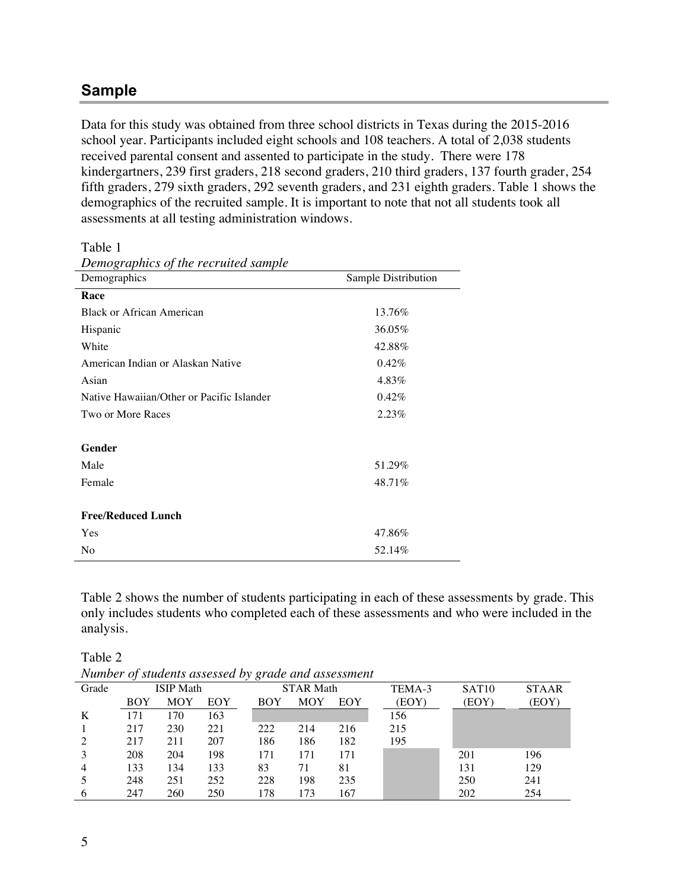## Sample

Data for this study was obtained from three school districts in Texas during the 2015-2016 school year. Participants included eight schools and 108 teachers. A total of 2,038 students received parental consent and assented to participate in the study. There were 178 kindergartners, 239 first graders, 218 second graders, 210 third graders, 137 fourth grader, 254 fifth graders, 279 sixth graders, 292 seventh graders, and 231 eighth graders. Table 1 shows the demographics of the recruited sample. It is important to note that not all students took all assessments at all testing administration windows.

Table 1

*Demographics of the recruited sample*

| Demographics | Sample Distribution |
|---|---|
| **Race** | |
| Black or African American | 13.76% |
| Hispanic | 36.05% |
| White | 42.88% |
| American Indian or Alaskan Native | 0.42% |
| Asian | 4.83% |
| Native Hawaiian/Other or Pacific Islander | 0.42% |
| Two or More Races | 2.23% |
| | |
| **Gender** | |
| Male | 51.29% |
| Female | 48.71% |
| | |
| **Free/Reduced Lunch** | |
| Yes | 47.86% |
| No | 52.14% |

Table 2 shows the number of students participating in each of these assessments by grade. This only includes students who completed each of these assessments and who were included in the analysis.

Table 2

*Number of students assessed by grade and assessment*

| Grade | ISIP Math | | | STAR Math | | | TEMA-3 | SAT10 | STAAR |
|---|---|---|---|---|---|---|---|---|---|
| | BOY | MOY | EOY | BOY | MOY | EOY | (EOY) | (EOY) | (EOY) |
| K | 171 | 170 | 163 | | | | 156 | | |
| 1 | 217 | 230 | 221 | 222 | 214 | 216 | 215 | | |
| 2 | 217 | 211 | 207 | 186 | 186 | 182 | 195 | | |
| 3 | 208 | 204 | 198 | 171 | 171 | 171 | | 201 | 196 |
| 4 | 133 | 134 | 133 | 83 | 71 | 81 | | 131 | 129 |
| 5 | 248 | 251 | 252 | 228 | 198 | 235 | | 250 | 241 |
| 6 | 247 | 260 | 250 | 178 | 173 | 167 | | 202 | 254 |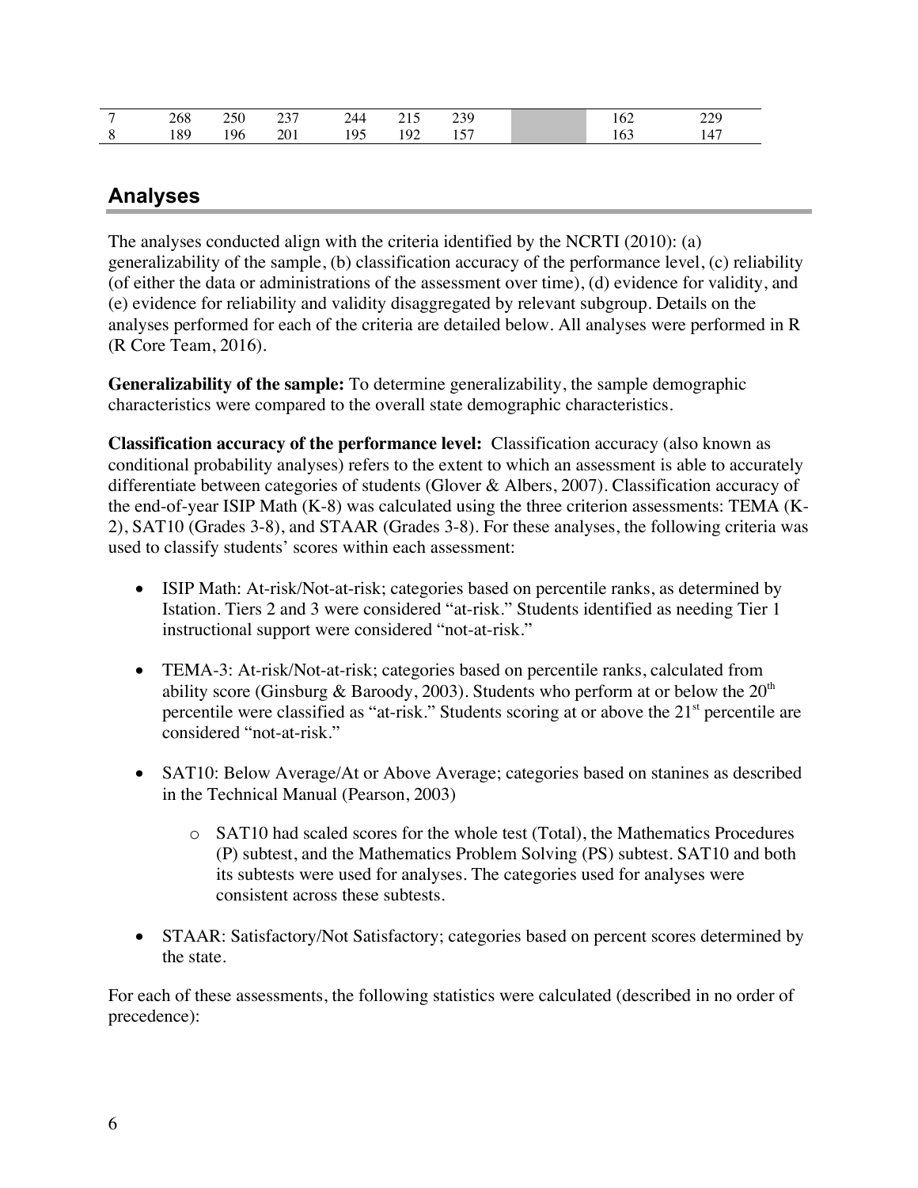| | | | | | | | | | |
|---|---|---|---|---|---|---|---|---|---|
| 7 | 268 | 250 | 237 | 244 | 215 | 239 | | 162 | 229 |
| 8 | 189 | 196 | 201 | 195 | 192 | 157 | | 163 | 147 |

## Analyses

The analyses conducted align with the criteria identified by the NCRTI (2010): (a) generalizability of the sample, (b) classification accuracy of the performance level, (c) reliability (of either the data or administrations of the assessment over time), (d) evidence for validity, and (e) evidence for reliability and validity disaggregated by relevant subgroup. Details on the analyses performed for each of the criteria are detailed below. All analyses were performed in R (R Core Team, 2016).

**Generalizability of the sample:** To determine generalizability, the sample demographic characteristics were compared to the overall state demographic characteristics.

**Classification accuracy of the performance level:** Classification accuracy (also known as conditional probability analyses) refers to the extent to which an assessment is able to accurately differentiate between categories of students (Glover & Albers, 2007). Classification accuracy of the end-of-year ISIP Math (K-8) was calculated using the three criterion assessments: TEMA (K-2), SAT10 (Grades 3-8), and STAAR (Grades 3-8). For these analyses, the following criteria was used to classify students' scores within each assessment:

- ISIP Math: At-risk/Not-at-risk; categories based on percentile ranks, as determined by Istation. Tiers 2 and 3 were considered "at-risk." Students identified as needing Tier 1 instructional support were considered "not-at-risk."

- TEMA-3: At-risk/Not-at-risk; categories based on percentile ranks, calculated from ability score (Ginsburg & Baroody, 2003). Students who perform at or below the 20th percentile were classified as "at-risk." Students scoring at or above the 21st percentile are considered "not-at-risk."

- SAT10: Below Average/At or Above Average; categories based on stanines as described in the Technical Manual (Pearson, 2003)

  - SAT10 had scaled scores for the whole test (Total), the Mathematics Procedures (P) subtest, and the Mathematics Problem Solving (PS) subtest. SAT10 and both its subtests were used for analyses. The categories used for analyses were consistent across these subtests.

- STAAR: Satisfactory/Not Satisfactory; categories based on percent scores determined by the state.

For each of these assessments, the following statistics were calculated (described in no order of precedence):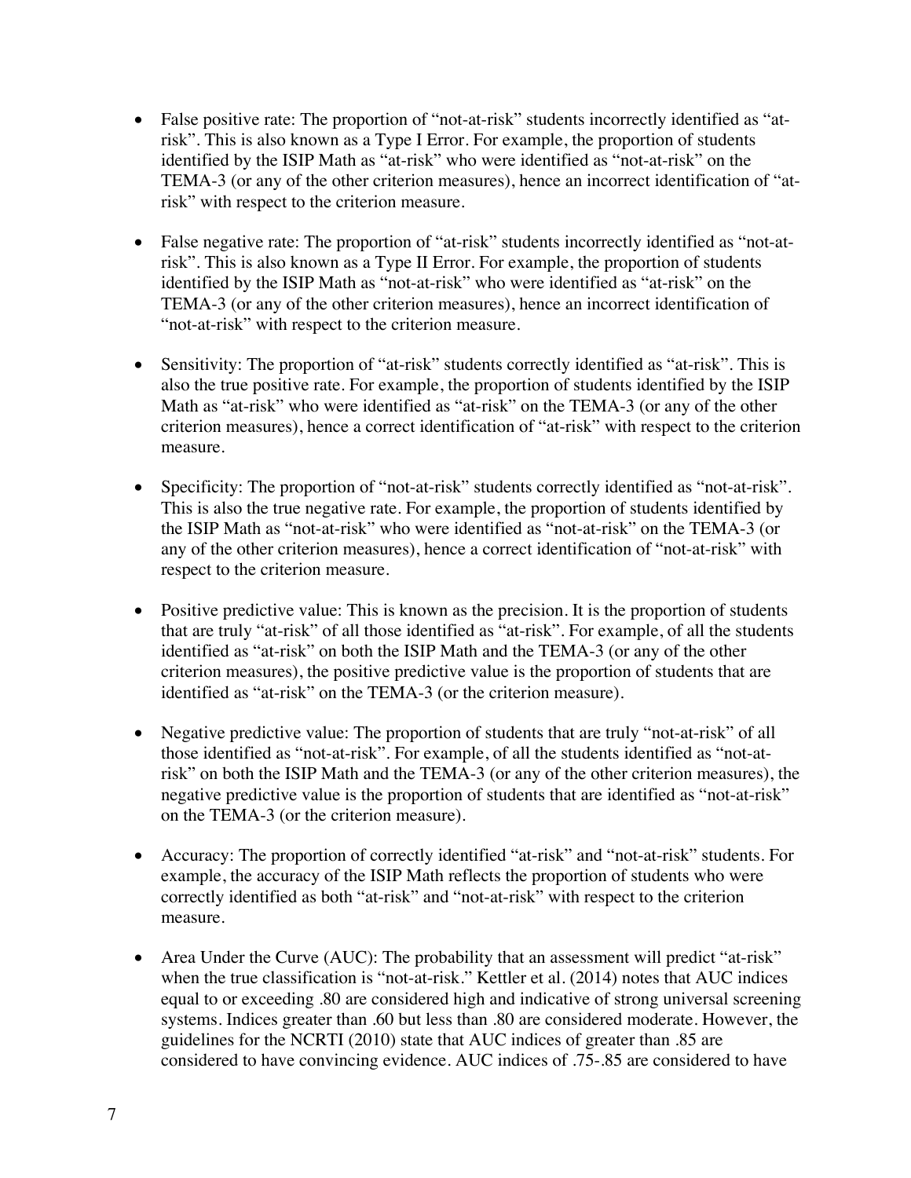- False positive rate: The proportion of "not-at-risk" students incorrectly identified as "at-risk". This is also known as a Type I Error. For example, the proportion of students identified by the ISIP Math as "at-risk" who were identified as "not-at-risk" on the TEMA-3 (or any of the other criterion measures), hence an incorrect identification of "at-risk" with respect to the criterion measure.

- False negative rate: The proportion of "at-risk" students incorrectly identified as "not-at-risk". This is also known as a Type II Error. For example, the proportion of students identified by the ISIP Math as "not-at-risk" who were identified as "at-risk" on the TEMA-3 (or any of the other criterion measures), hence an incorrect identification of "not-at-risk" with respect to the criterion measure.

- Sensitivity: The proportion of "at-risk" students correctly identified as "at-risk". This is also the true positive rate. For example, the proportion of students identified by the ISIP Math as "at-risk" who were identified as "at-risk" on the TEMA-3 (or any of the other criterion measures), hence a correct identification of "at-risk" with respect to the criterion measure.

- Specificity: The proportion of "not-at-risk" students correctly identified as "not-at-risk". This is also the true negative rate. For example, the proportion of students identified by the ISIP Math as "not-at-risk" who were identified as "not-at-risk" on the TEMA-3 (or any of the other criterion measures), hence a correct identification of "not-at-risk" with respect to the criterion measure.

- Positive predictive value: This is known as the precision. It is the proportion of students that are truly "at-risk" of all those identified as "at-risk". For example, of all the students identified as "at-risk" on both the ISIP Math and the TEMA-3 (or any of the other criterion measures), the positive predictive value is the proportion of students that are identified as "at-risk" on the TEMA-3 (or the criterion measure).

- Negative predictive value: The proportion of students that are truly "not-at-risk" of all those identified as "not-at-risk". For example, of all the students identified as "not-at-risk" on both the ISIP Math and the TEMA-3 (or any of the other criterion measures), the negative predictive value is the proportion of students that are identified as "not-at-risk" on the TEMA-3 (or the criterion measure).

- Accuracy: The proportion of correctly identified "at-risk" and "not-at-risk" students. For example, the accuracy of the ISIP Math reflects the proportion of students who were correctly identified as both "at-risk" and "not-at-risk" with respect to the criterion measure.

- Area Under the Curve (AUC): The probability that an assessment will predict "at-risk" when the true classification is "not-at-risk." Kettler et al. (2014) notes that AUC indices equal to or exceeding .80 are considered high and indicative of strong universal screening systems. Indices greater than .60 but less than .80 are considered moderate. However, the guidelines for the NCRTI (2010) state that AUC indices of greater than .85 are considered to have convincing evidence. AUC indices of .75-.85 are considered to have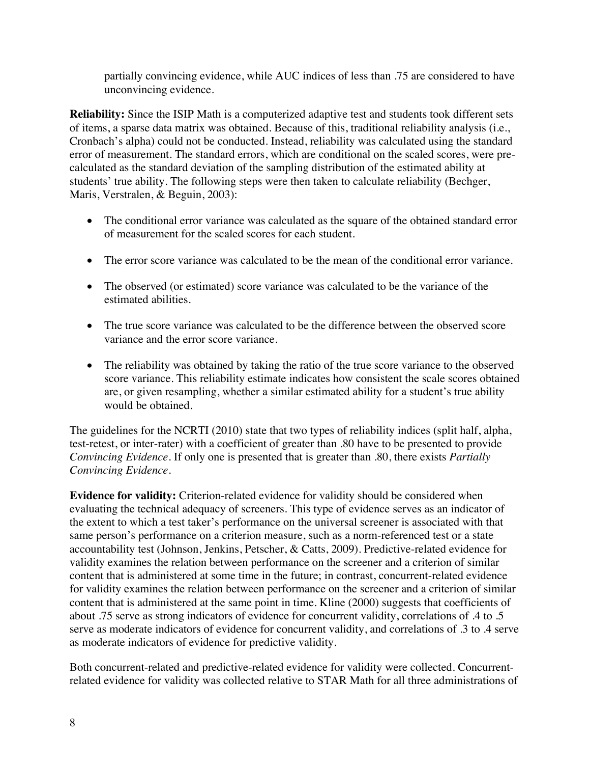partially convincing evidence, while AUC indices of less than .75 are considered to have unconvincing evidence.

**Reliability:** Since the ISIP Math is a computerized adaptive test and students took different sets of items, a sparse data matrix was obtained. Because of this, traditional reliability analysis (i.e., Cronbach's alpha) could not be conducted. Instead, reliability was calculated using the standard error of measurement. The standard errors, which are conditional on the scaled scores, were pre-calculated as the standard deviation of the sampling distribution of the estimated ability at students' true ability. The following steps were then taken to calculate reliability (Bechger, Maris, Verstralen, & Beguin, 2003):

- The conditional error variance was calculated as the square of the obtained standard error of measurement for the scaled scores for each student.
- The error score variance was calculated to be the mean of the conditional error variance.
- The observed (or estimated) score variance was calculated to be the variance of the estimated abilities.
- The true score variance was calculated to be the difference between the observed score variance and the error score variance.
- The reliability was obtained by taking the ratio of the true score variance to the observed score variance. This reliability estimate indicates how consistent the scale scores obtained are, or given resampling, whether a similar estimated ability for a student's true ability would be obtained.

The guidelines for the NCRTI (2010) state that two types of reliability indices (split half, alpha, test-retest, or inter-rater) with a coefficient of greater than .80 have to be presented to provide *Convincing Evidence*. If only one is presented that is greater than .80, there exists *Partially Convincing Evidence*.

**Evidence for validity:** Criterion-related evidence for validity should be considered when evaluating the technical adequacy of screeners. This type of evidence serves as an indicator of the extent to which a test taker's performance on the universal screener is associated with that same person's performance on a criterion measure, such as a norm-referenced test or a state accountability test (Johnson, Jenkins, Petscher, & Catts, 2009). Predictive-related evidence for validity examines the relation between performance on the screener and a criterion of similar content that is administered at some time in the future; in contrast, concurrent-related evidence for validity examines the relation between performance on the screener and a criterion of similar content that is administered at the same point in time. Kline (2000) suggests that coefficients of about .75 serve as strong indicators of evidence for concurrent validity, correlations of .4 to .5 serve as moderate indicators of evidence for concurrent validity, and correlations of .3 to .4 serve as moderate indicators of evidence for predictive validity.

Both concurrent-related and predictive-related evidence for validity were collected. Concurrent-related evidence for validity was collected relative to STAR Math for all three administrations of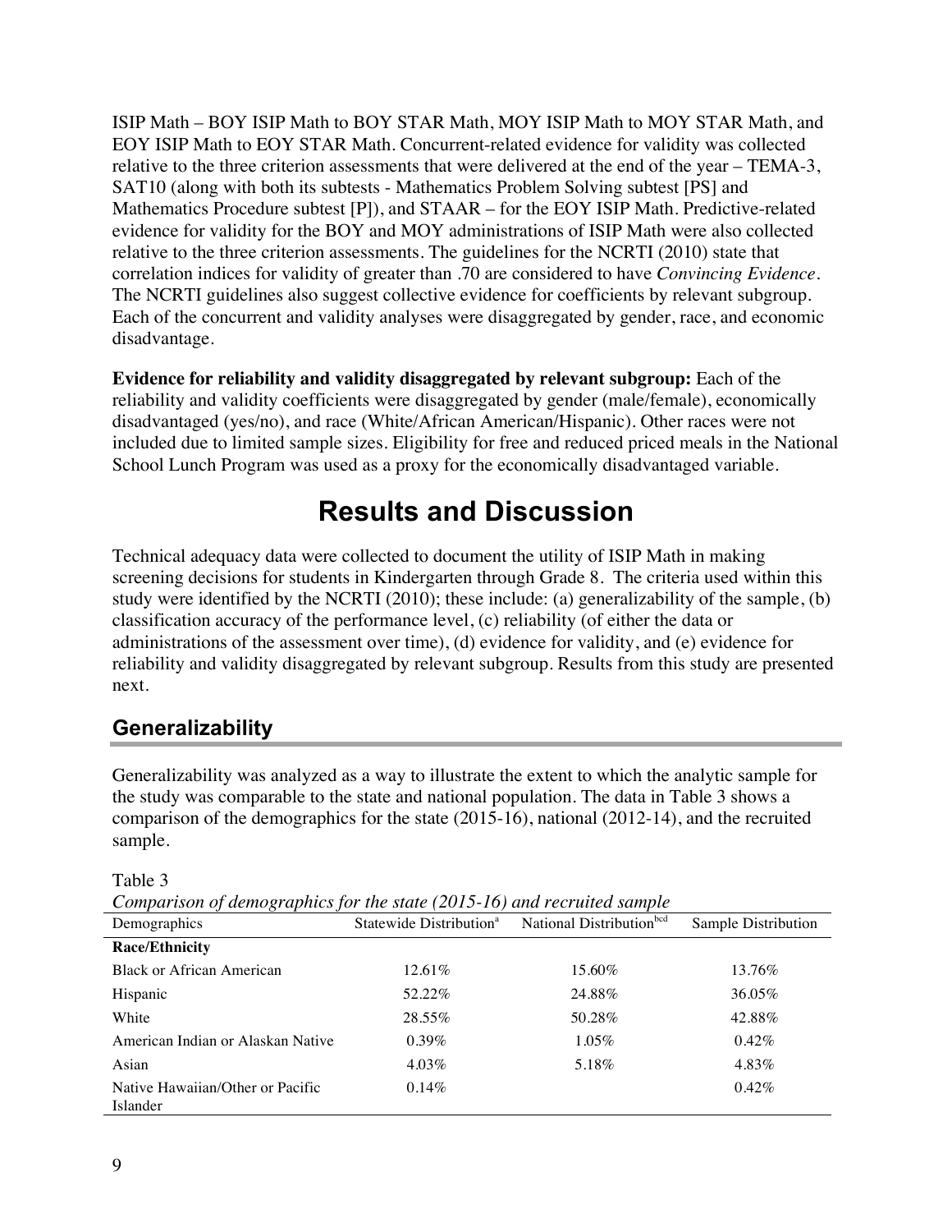ISIP Math – BOY ISIP Math to BOY STAR Math, MOY ISIP Math to MOY STAR Math, and EOY ISIP Math to EOY STAR Math. Concurrent-related evidence for validity was collected relative to the three criterion assessments that were delivered at the end of the year – TEMA-3, SAT10 (along with both its subtests - Mathematics Problem Solving subtest [PS] and Mathematics Procedure subtest [P]), and STAAR – for the EOY ISIP Math. Predictive-related evidence for validity for the BOY and MOY administrations of ISIP Math were also collected relative to the three criterion assessments. The guidelines for the NCRTI (2010) state that correlation indices for validity of greater than .70 are considered to have *Convincing Evidence*. The NCRTI guidelines also suggest collective evidence for coefficients by relevant subgroup. Each of the concurrent and validity analyses were disaggregated by gender, race, and economic disadvantage.

**Evidence for reliability and validity disaggregated by relevant subgroup:** Each of the reliability and validity coefficients were disaggregated by gender (male/female), economically disadvantaged (yes/no), and race (White/African American/Hispanic). Other races were not included due to limited sample sizes. Eligibility for free and reduced priced meals in the National School Lunch Program was used as a proxy for the economically disadvantaged variable.

# Results and Discussion

Technical adequacy data were collected to document the utility of ISIP Math in making screening decisions for students in Kindergarten through Grade 8. The criteria used within this study were identified by the NCRTI (2010); these include: (a) generalizability of the sample, (b) classification accuracy of the performance level, (c) reliability (of either the data or administrations of the assessment over time), (d) evidence for validity, and (e) evidence for reliability and validity disaggregated by relevant subgroup. Results from this study are presented next.

## Generalizability

Generalizability was analyzed as a way to illustrate the extent to which the analytic sample for the study was comparable to the state and national population. The data in Table 3 shows a comparison of the demographics for the state (2015-16), national (2012-14), and the recruited sample.

Table 3
*Comparison of demographics for the state (2015-16) and recruited sample*

| Demographics | Statewide Distribution[a] | National Distribution[bcd] | Sample Distribution |
|---|---|---|---|
| **Race/Ethnicity** | | | |
| Black or African American | 12.61% | 15.60% | 13.76% |
| Hispanic | 52.22% | 24.88% | 36.05% |
| White | 28.55% | 50.28% | 42.88% |
| American Indian or Alaskan Native | 0.39% | 1.05% | 0.42% |
| Asian | 4.03% | 5.18% | 4.83% |
| Native Hawaiian/Other or Pacific Islander | 0.14% | | 0.42% |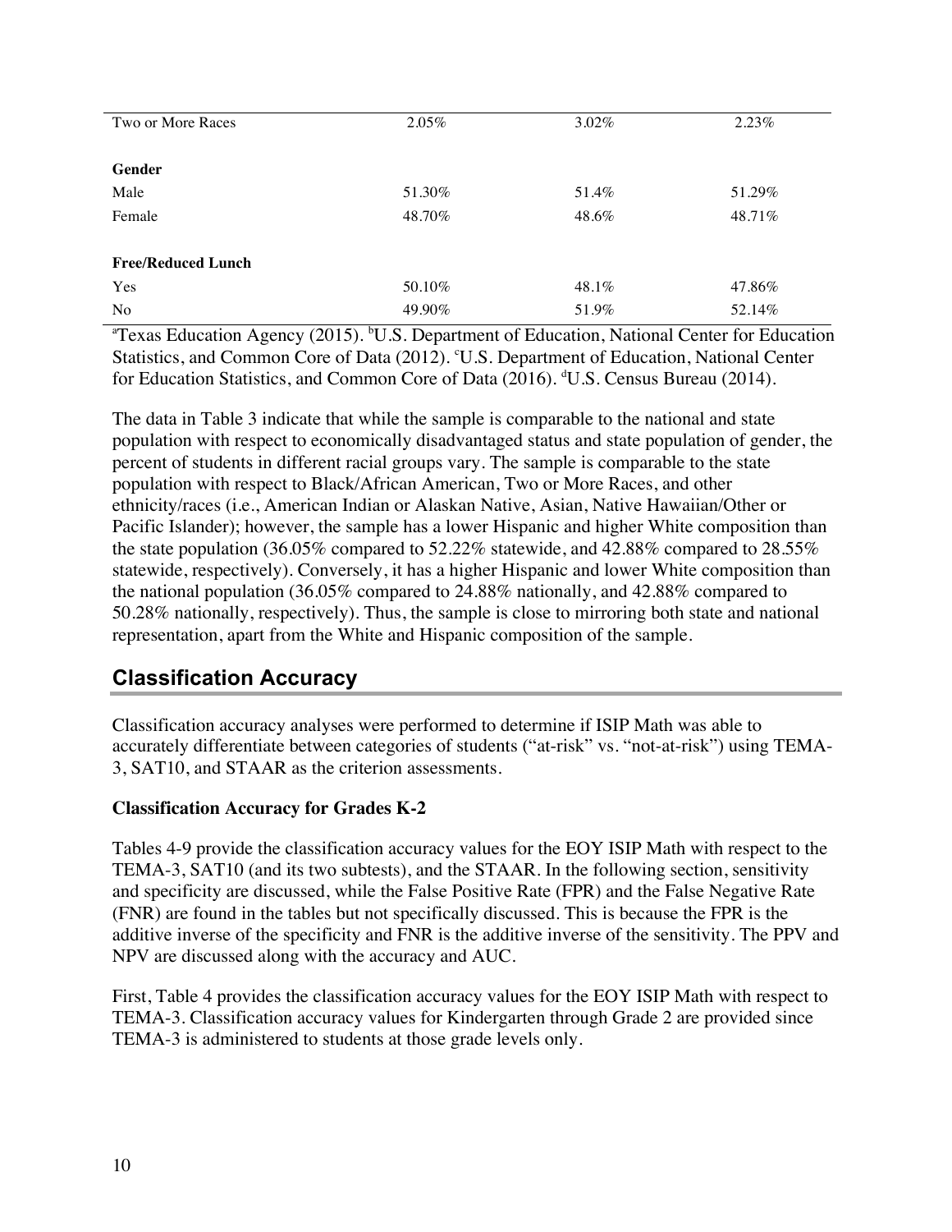| | | | |
|---|---|---|---|
| Two or More Races | 2.05% | 3.02% | 2.23% |
| | | | |
| **Gender** | | | |
| Male | 51.30% | 51.4% | 51.29% |
| Female | 48.70% | 48.6% | 48.71% |
| | | | |
| **Free/Reduced Lunch** | | | |
| Yes | 50.10% | 48.1% | 47.86% |
| No | 49.90% | 51.9% | 52.14% |

[a]Texas Education Agency (2015). [b]U.S. Department of Education, National Center for Education Statistics, and Common Core of Data (2012). [c]U.S. Department of Education, National Center for Education Statistics, and Common Core of Data (2016). [d]U.S. Census Bureau (2014).

The data in Table 3 indicate that while the sample is comparable to the national and state population with respect to economically disadvantaged status and state population of gender, the percent of students in different racial groups vary. The sample is comparable to the state population with respect to Black/African American, Two or More Races, and other ethnicity/races (i.e., American Indian or Alaskan Native, Asian, Native Hawaiian/Other or Pacific Islander); however, the sample has a lower Hispanic and higher White composition than the state population (36.05% compared to 52.22% statewide, and 42.88% compared to 28.55% statewide, respectively). Conversely, it has a higher Hispanic and lower White composition than the national population (36.05% compared to 24.88% nationally, and 42.88% compared to 50.28% nationally, respectively). Thus, the sample is close to mirroring both state and national representation, apart from the White and Hispanic composition of the sample.

## Classification Accuracy

Classification accuracy analyses were performed to determine if ISIP Math was able to accurately differentiate between categories of students ("at-risk" vs. "not-at-risk") using TEMA-3, SAT10, and STAAR as the criterion assessments.

### Classification Accuracy for Grades K-2

Tables 4-9 provide the classification accuracy values for the EOY ISIP Math with respect to the TEMA-3, SAT10 (and its two subtests), and the STAAR. In the following section, sensitivity and specificity are discussed, while the False Positive Rate (FPR) and the False Negative Rate (FNR) are found in the tables but not specifically discussed. This is because the FPR is the additive inverse of the specificity and FNR is the additive inverse of the sensitivity. The PPV and NPV are discussed along with the accuracy and AUC.

First, Table 4 provides the classification accuracy values for the EOY ISIP Math with respect to TEMA-3. Classification accuracy values for Kindergarten through Grade 2 are provided since TEMA-3 is administered to students at those grade levels only.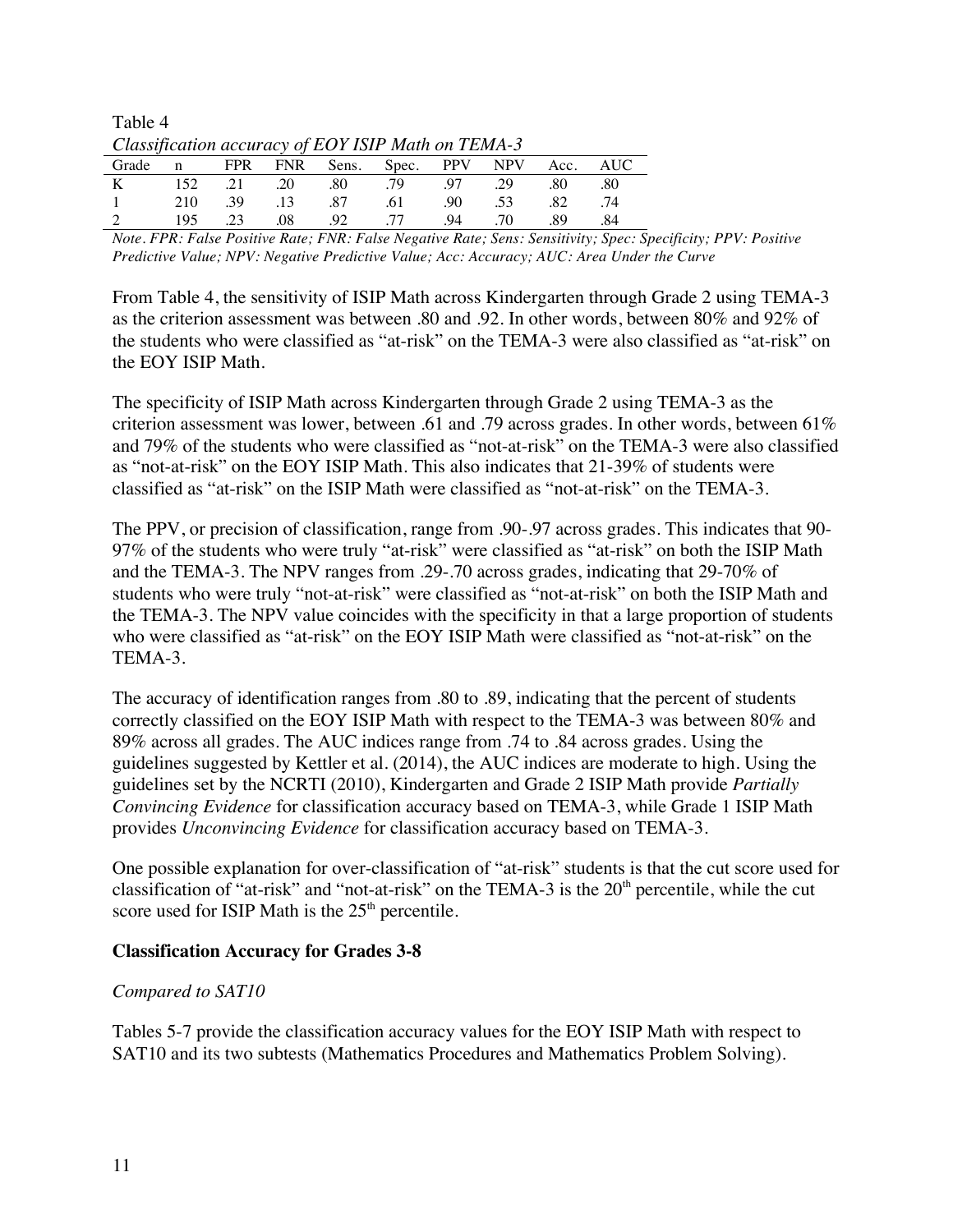Table 4

*Classification accuracy of EOY ISIP Math on TEMA-3*

| Grade | n | FPR | FNR | Sens. | Spec. | PPV | NPV | Acc. | AUC |
|---|---|---|---|---|---|---|---|---|---|
| K | 152 | .21 | .20 | .80 | .79 | .97 | .29 | .80 | .80 |
| 1 | 210 | .39 | .13 | .87 | .61 | .90 | .53 | .82 | .74 |
| 2 | 195 | .23 | .08 | .92 | .77 | .94 | .70 | .89 | .84 |

*Note*. *FPR: False Positive Rate; FNR: False Negative Rate; Sens: Sensitivity; Spec: Specificity; PPV: Positive Predictive Value; NPV: Negative Predictive Value; Acc: Accuracy; AUC: Area Under the Curve*

From Table 4, the sensitivity of ISIP Math across Kindergarten through Grade 2 using TEMA-3 as the criterion assessment was between .80 and .92. In other words, between 80% and 92% of the students who were classified as "at-risk" on the TEMA-3 were also classified as "at-risk" on the EOY ISIP Math.

The specificity of ISIP Math across Kindergarten through Grade 2 using TEMA-3 as the criterion assessment was lower, between .61 and .79 across grades. In other words, between 61% and 79% of the students who were classified as "not-at-risk" on the TEMA-3 were also classified as "not-at-risk" on the EOY ISIP Math. This also indicates that 21-39% of students were classified as "at-risk" on the ISIP Math were classified as "not-at-risk" on the TEMA-3.

The PPV, or precision of classification, range from .90-.97 across grades. This indicates that 90-97% of the students who were truly "at-risk" were classified as "at-risk" on both the ISIP Math and the TEMA-3. The NPV ranges from .29-.70 across grades, indicating that 29-70% of students who were truly "not-at-risk" were classified as "not-at-risk" on both the ISIP Math and the TEMA-3. The NPV value coincides with the specificity in that a large proportion of students who were classified as "at-risk" on the EOY ISIP Math were classified as "not-at-risk" on the TEMA-3.

The accuracy of identification ranges from .80 to .89, indicating that the percent of students correctly classified on the EOY ISIP Math with respect to the TEMA-3 was between 80% and 89% across all grades. The AUC indices range from .74 to .84 across grades. Using the guidelines suggested by Kettler et al. (2014), the AUC indices are moderate to high. Using the guidelines set by the NCRTI (2010), Kindergarten and Grade 2 ISIP Math provide *Partially Convincing Evidence* for classification accuracy based on TEMA-3, while Grade 1 ISIP Math provides *Unconvincing Evidence* for classification accuracy based on TEMA-3.

One possible explanation for over-classification of "at-risk" students is that the cut score used for classification of "at-risk" and "not-at-risk" on the TEMA-3 is the 20th percentile, while the cut score used for ISIP Math is the 25th percentile.

**Classification Accuracy for Grades 3-8**

*Compared to SAT10*

Tables 5-7 provide the classification accuracy values for the EOY ISIP Math with respect to SAT10 and its two subtests (Mathematics Procedures and Mathematics Problem Solving).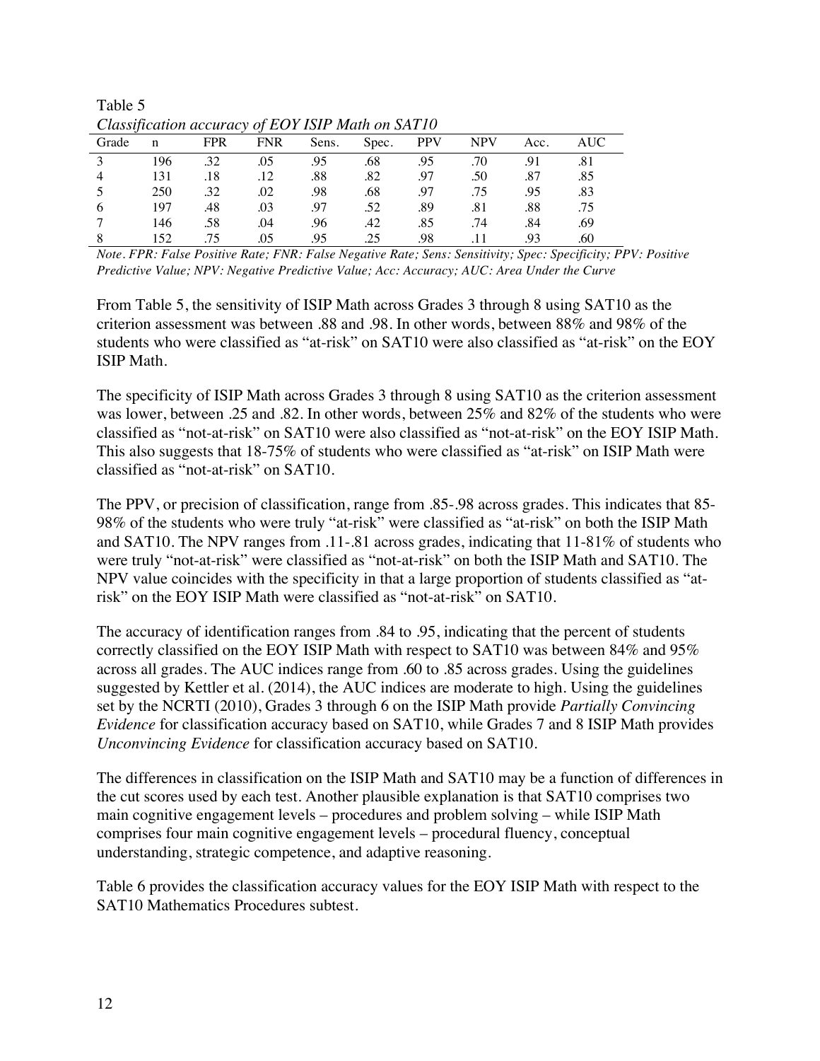Table 5

*Classification accuracy of EOY ISIP Math on SAT10*

| Grade | n | FPR | FNR | Sens. | Spec. | PPV | NPV | Acc. | AUC |
|---|---|---|---|---|---|---|---|---|---|
| 3 | 196 | .32 | .05 | .95 | .68 | .95 | .70 | .91 | .81 |
| 4 | 131 | .18 | .12 | .88 | .82 | .97 | .50 | .87 | .85 |
| 5 | 250 | .32 | .02 | .98 | .68 | .97 | .75 | .95 | .83 |
| 6 | 197 | .48 | .03 | .97 | .52 | .89 | .81 | .88 | .75 |
| 7 | 146 | .58 | .04 | .96 | .42 | .85 | .74 | .84 | .69 |
| 8 | 152 | .75 | .05 | .95 | .25 | .98 | .11 | .93 | .60 |

*Note. FPR: False Positive Rate; FNR: False Negative Rate; Sens: Sensitivity; Spec: Specificity; PPV: Positive Predictive Value; NPV: Negative Predictive Value; Acc: Accuracy; AUC: Area Under the Curve*

From Table 5, the sensitivity of ISIP Math across Grades 3 through 8 using SAT10 as the criterion assessment was between .88 and .98. In other words, between 88% and 98% of the students who were classified as "at-risk" on SAT10 were also classified as "at-risk" on the EOY ISIP Math.

The specificity of ISIP Math across Grades 3 through 8 using SAT10 as the criterion assessment was lower, between .25 and .82. In other words, between 25% and 82% of the students who were classified as "not-at-risk" on SAT10 were also classified as "not-at-risk" on the EOY ISIP Math. This also suggests that 18-75% of students who were classified as "at-risk" on ISIP Math were classified as "not-at-risk" on SAT10.

The PPV, or precision of classification, range from .85-.98 across grades. This indicates that 85-98% of the students who were truly "at-risk" were classified as "at-risk" on both the ISIP Math and SAT10. The NPV ranges from .11-.81 across grades, indicating that 11-81% of students who were truly "not-at-risk" were classified as "not-at-risk" on both the ISIP Math and SAT10. The NPV value coincides with the specificity in that a large proportion of students classified as "at-risk" on the EOY ISIP Math were classified as "not-at-risk" on SAT10.

The accuracy of identification ranges from .84 to .95, indicating that the percent of students correctly classified on the EOY ISIP Math with respect to SAT10 was between 84% and 95% across all grades. The AUC indices range from .60 to .85 across grades. Using the guidelines suggested by Kettler et al. (2014), the AUC indices are moderate to high. Using the guidelines set by the NCRTI (2010), Grades 3 through 6 on the ISIP Math provide *Partially Convincing Evidence* for classification accuracy based on SAT10, while Grades 7 and 8 ISIP Math provides *Unconvincing Evidence* for classification accuracy based on SAT10.

The differences in classification on the ISIP Math and SAT10 may be a function of differences in the cut scores used by each test. Another plausible explanation is that SAT10 comprises two main cognitive engagement levels – procedures and problem solving – while ISIP Math comprises four main cognitive engagement levels – procedural fluency, conceptual understanding, strategic competence, and adaptive reasoning.

Table 6 provides the classification accuracy values for the EOY ISIP Math with respect to the SAT10 Mathematics Procedures subtest.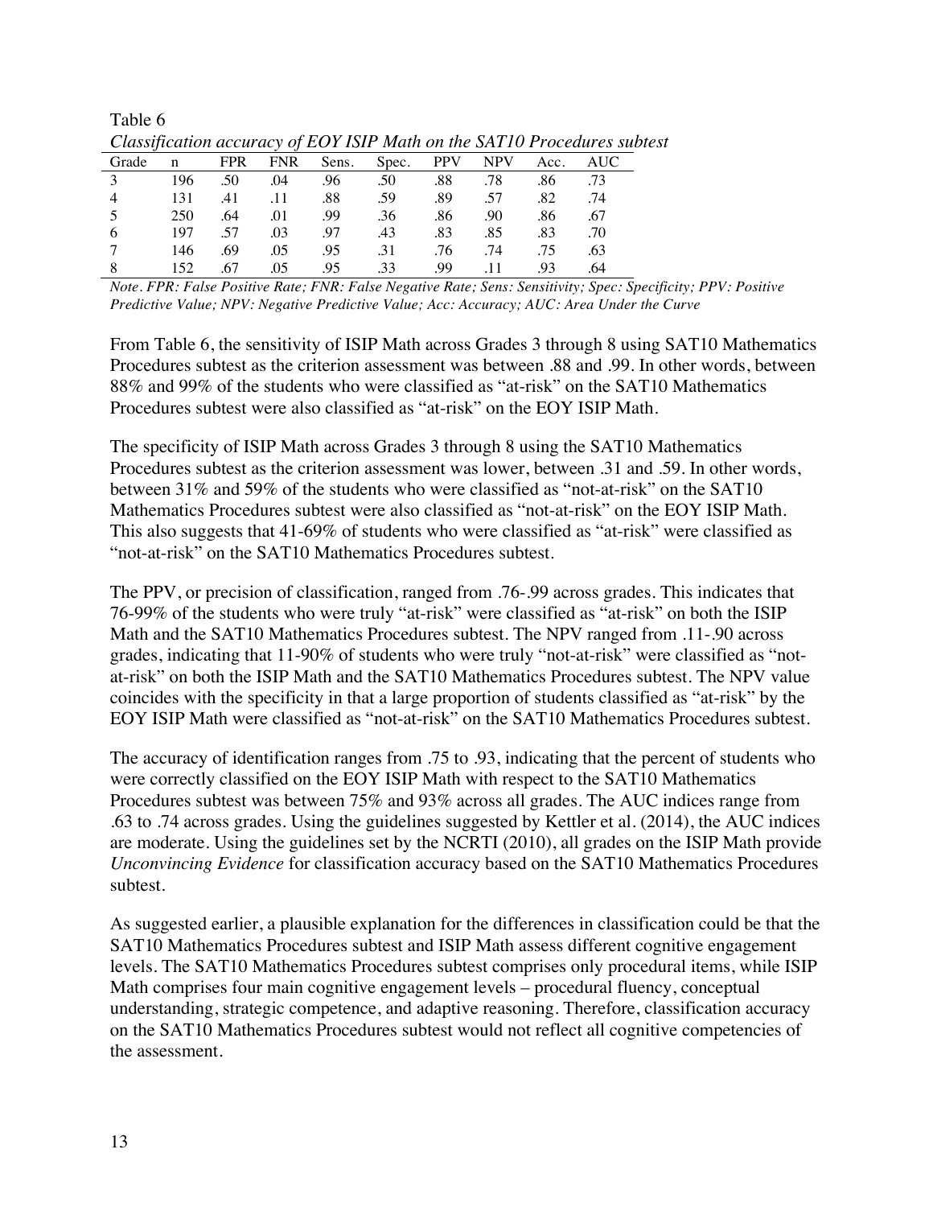Table 6

*Classification accuracy of EOY ISIP Math on the SAT10 Procedures subtest*

| Grade | n | FPR | FNR | Sens. | Spec. | PPV | NPV | Acc. | AUC |
|---|---|---|---|---|---|---|---|---|---|
| 3 | 196 | .50 | .04 | .96 | .50 | .88 | .78 | .86 | .73 |
| 4 | 131 | .41 | .11 | .88 | .59 | .89 | .57 | .82 | .74 |
| 5 | 250 | .64 | .01 | .99 | .36 | .86 | .90 | .86 | .67 |
| 6 | 197 | .57 | .03 | .97 | .43 | .83 | .85 | .83 | .70 |
| 7 | 146 | .69 | .05 | .95 | .31 | .76 | .74 | .75 | .63 |
| 8 | 152 | .67 | .05 | .95 | .33 | .99 | .11 | .93 | .64 |

*Note*. *FPR: False Positive Rate; FNR: False Negative Rate; Sens: Sensitivity; Spec: Specificity; PPV: Positive Predictive Value; NPV: Negative Predictive Value; Acc: Accuracy; AUC: Area Under the Curve*

From Table 6, the sensitivity of ISIP Math across Grades 3 through 8 using SAT10 Mathematics Procedures subtest as the criterion assessment was between .88 and .99. In other words, between 88% and 99% of the students who were classified as "at-risk" on the SAT10 Mathematics Procedures subtest were also classified as "at-risk" on the EOY ISIP Math.

The specificity of ISIP Math across Grades 3 through 8 using the SAT10 Mathematics Procedures subtest as the criterion assessment was lower, between .31 and .59. In other words, between 31% and 59% of the students who were classified as "not-at-risk" on the SAT10 Mathematics Procedures subtest were also classified as "not-at-risk" on the EOY ISIP Math. This also suggests that 41-69% of students who were classified as "at-risk" were classified as "not-at-risk" on the SAT10 Mathematics Procedures subtest.

The PPV, or precision of classification, ranged from .76-.99 across grades. This indicates that 76-99% of the students who were truly "at-risk" were classified as "at-risk" on both the ISIP Math and the SAT10 Mathematics Procedures subtest. The NPV ranged from .11-.90 across grades, indicating that 11-90% of students who were truly "not-at-risk" were classified as "not-at-risk" on both the ISIP Math and the SAT10 Mathematics Procedures subtest. The NPV value coincides with the specificity in that a large proportion of students classified as "at-risk" by the EOY ISIP Math were classified as "not-at-risk" on the SAT10 Mathematics Procedures subtest.

The accuracy of identification ranges from .75 to .93, indicating that the percent of students who were correctly classified on the EOY ISIP Math with respect to the SAT10 Mathematics Procedures subtest was between 75% and 93% across all grades. The AUC indices range from .63 to .74 across grades. Using the guidelines suggested by Kettler et al. (2014), the AUC indices are moderate. Using the guidelines set by the NCRTI (2010), all grades on the ISIP Math provide *Unconvincing Evidence* for classification accuracy based on the SAT10 Mathematics Procedures subtest.

As suggested earlier, a plausible explanation for the differences in classification could be that the SAT10 Mathematics Procedures subtest and ISIP Math assess different cognitive engagement levels. The SAT10 Mathematics Procedures subtest comprises only procedural items, while ISIP Math comprises four main cognitive engagement levels – procedural fluency, conceptual understanding, strategic competence, and adaptive reasoning. Therefore, classification accuracy on the SAT10 Mathematics Procedures subtest would not reflect all cognitive competencies of the assessment.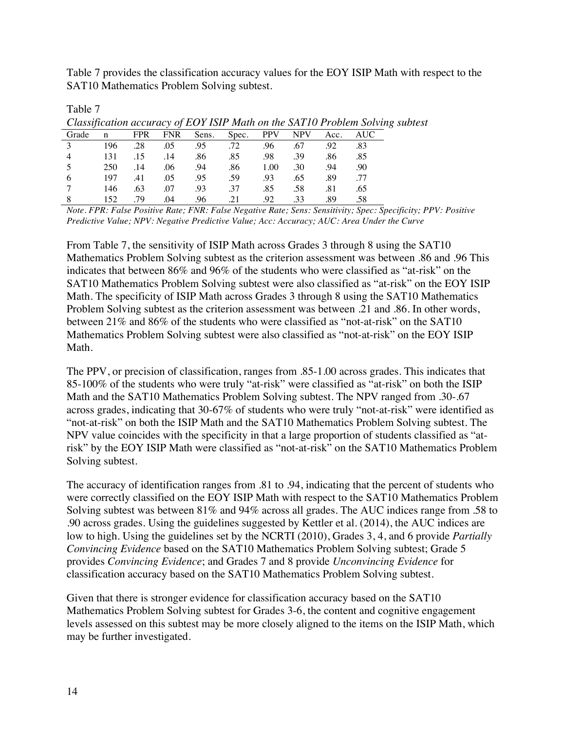Table 7 provides the classification accuracy values for the EOY ISIP Math with respect to the SAT10 Mathematics Problem Solving subtest.

Table 7

*Classification accuracy of EOY ISIP Math on the SAT10 Problem Solving subtest*

| Grade | n | FPR | FNR | Sens. | Spec. | PPV | NPV | Acc. | AUC |
|---|---|---|---|---|---|---|---|---|---|
| 3 | 196 | .28 | .05 | .95 | .72 | .96 | .67 | .92 | .83 |
| 4 | 131 | .15 | .14 | .86 | .85 | .98 | .39 | .86 | .85 |
| 5 | 250 | .14 | .06 | .94 | .86 | 1.00 | .30 | .94 | .90 |
| 6 | 197 | .41 | .05 | .95 | .59 | .93 | .65 | .89 | .77 |
| 7 | 146 | .63 | .07 | .93 | .37 | .85 | .58 | .81 | .65 |
| 8 | 152 | .79 | .04 | .96 | .21 | .92 | .33 | .89 | .58 |

*Note*. *FPR: False Positive Rate; FNR: False Negative Rate; Sens: Sensitivity; Spec: Specificity; PPV: Positive Predictive Value; NPV: Negative Predictive Value; Acc: Accuracy; AUC: Area Under the Curve*

From Table 7, the sensitivity of ISIP Math across Grades 3 through 8 using the SAT10 Mathematics Problem Solving subtest as the criterion assessment was between .86 and .96 This indicates that between 86% and 96% of the students who were classified as "at-risk" on the SAT10 Mathematics Problem Solving subtest were also classified as "at-risk" on the EOY ISIP Math. The specificity of ISIP Math across Grades 3 through 8 using the SAT10 Mathematics Problem Solving subtest as the criterion assessment was between .21 and .86. In other words, between 21% and 86% of the students who were classified as "not-at-risk" on the SAT10 Mathematics Problem Solving subtest were also classified as "not-at-risk" on the EOY ISIP Math.

The PPV, or precision of classification, ranges from .85-1.00 across grades. This indicates that 85-100% of the students who were truly "at-risk" were classified as "at-risk" on both the ISIP Math and the SAT10 Mathematics Problem Solving subtest. The NPV ranged from .30-.67 across grades, indicating that 30-67% of students who were truly "not-at-risk" were identified as "not-at-risk" on both the ISIP Math and the SAT10 Mathematics Problem Solving subtest. The NPV value coincides with the specificity in that a large proportion of students classified as "at-risk" by the EOY ISIP Math were classified as "not-at-risk" on the SAT10 Mathematics Problem Solving subtest.

The accuracy of identification ranges from .81 to .94, indicating that the percent of students who were correctly classified on the EOY ISIP Math with respect to the SAT10 Mathematics Problem Solving subtest was between 81% and 94% across all grades. The AUC indices range from .58 to .90 across grades. Using the guidelines suggested by Kettler et al. (2014), the AUC indices are low to high. Using the guidelines set by the NCRTI (2010), Grades 3, 4, and 6 provide *Partially Convincing Evidence* based on the SAT10 Mathematics Problem Solving subtest; Grade 5 provides *Convincing Evidence*; and Grades 7 and 8 provide *Unconvincing Evidence* for classification accuracy based on the SAT10 Mathematics Problem Solving subtest.

Given that there is stronger evidence for classification accuracy based on the SAT10 Mathematics Problem Solving subtest for Grades 3-6, the content and cognitive engagement levels assessed on this subtest may be more closely aligned to the items on the ISIP Math, which may be further investigated.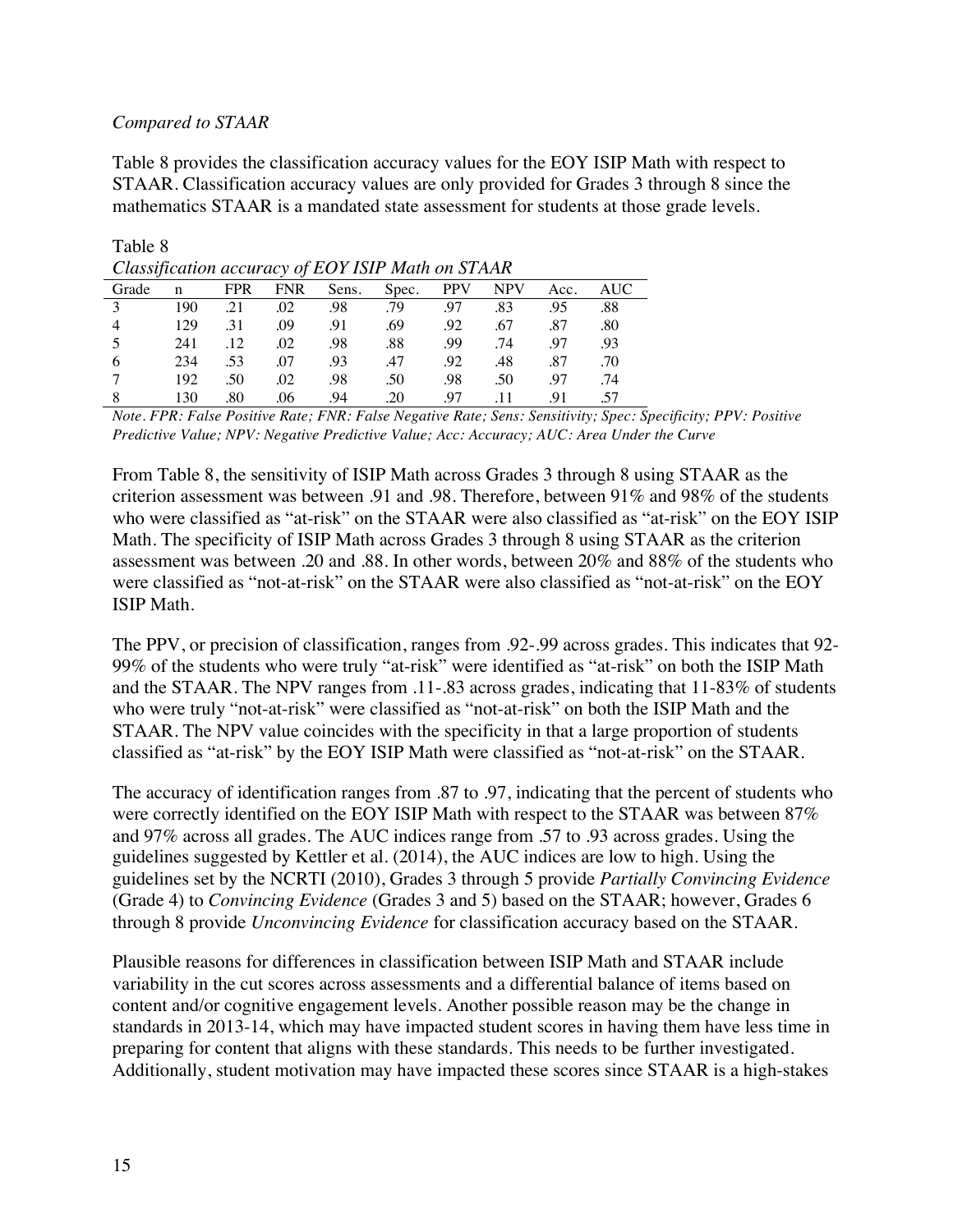*Compared to STAAR*

Table 8 provides the classification accuracy values for the EOY ISIP Math with respect to STAAR. Classification accuracy values are only provided for Grades 3 through 8 since the mathematics STAAR is a mandated state assessment for students at those grade levels.

Table 8
*Classification accuracy of EOY ISIP Math on STAAR*

| Grade | n | FPR | FNR | Sens. | Spec. | PPV | NPV | Acc. | AUC |
|---|---|---|---|---|---|---|---|---|---|
| 3 | 190 | .21 | .02 | .98 | .79 | .97 | .83 | .95 | .88 |
| 4 | 129 | .31 | .09 | .91 | .69 | .92 | .67 | .87 | .80 |
| 5 | 241 | .12 | .02 | .98 | .88 | .99 | .74 | .97 | .93 |
| 6 | 234 | .53 | .07 | .93 | .47 | .92 | .48 | .87 | .70 |
| 7 | 192 | .50 | .02 | .98 | .50 | .98 | .50 | .97 | .74 |
| 8 | 130 | .80 | .06 | .94 | .20 | .97 | .11 | .91 | .57 |

*Note. FPR: False Positive Rate; FNR: False Negative Rate; Sens: Sensitivity; Spec: Specificity; PPV: Positive Predictive Value; NPV: Negative Predictive Value; Acc: Accuracy; AUC: Area Under the Curve*

From Table 8, the sensitivity of ISIP Math across Grades 3 through 8 using STAAR as the criterion assessment was between .91 and .98. Therefore, between 91% and 98% of the students who were classified as "at-risk" on the STAAR were also classified as "at-risk" on the EOY ISIP Math. The specificity of ISIP Math across Grades 3 through 8 using STAAR as the criterion assessment was between .20 and .88. In other words, between 20% and 88% of the students who were classified as "not-at-risk" on the STAAR were also classified as "not-at-risk" on the EOY ISIP Math.

The PPV, or precision of classification, ranges from .92-.99 across grades. This indicates that 92-99% of the students who were truly "at-risk" were identified as "at-risk" on both the ISIP Math and the STAAR. The NPV ranges from .11-.83 across grades, indicating that 11-83% of students who were truly "not-at-risk" were classified as "not-at-risk" on both the ISIP Math and the STAAR. The NPV value coincides with the specificity in that a large proportion of students classified as "at-risk" by the EOY ISIP Math were classified as "not-at-risk" on the STAAR.

The accuracy of identification ranges from .87 to .97, indicating that the percent of students who were correctly identified on the EOY ISIP Math with respect to the STAAR was between 87% and 97% across all grades. The AUC indices range from .57 to .93 across grades. Using the guidelines suggested by Kettler et al. (2014), the AUC indices are low to high. Using the guidelines set by the NCRTI (2010), Grades 3 through 5 provide *Partially Convincing Evidence* (Grade 4) to *Convincing Evidence* (Grades 3 and 5) based on the STAAR; however, Grades 6 through 8 provide *Unconvincing Evidence* for classification accuracy based on the STAAR.

Plausible reasons for differences in classification between ISIP Math and STAAR include variability in the cut scores across assessments and a differential balance of items based on content and/or cognitive engagement levels. Another possible reason may be the change in standards in 2013-14, which may have impacted student scores in having them have less time in preparing for content that aligns with these standards. This needs to be further investigated. Additionally, student motivation may have impacted these scores since STAAR is a high-stakes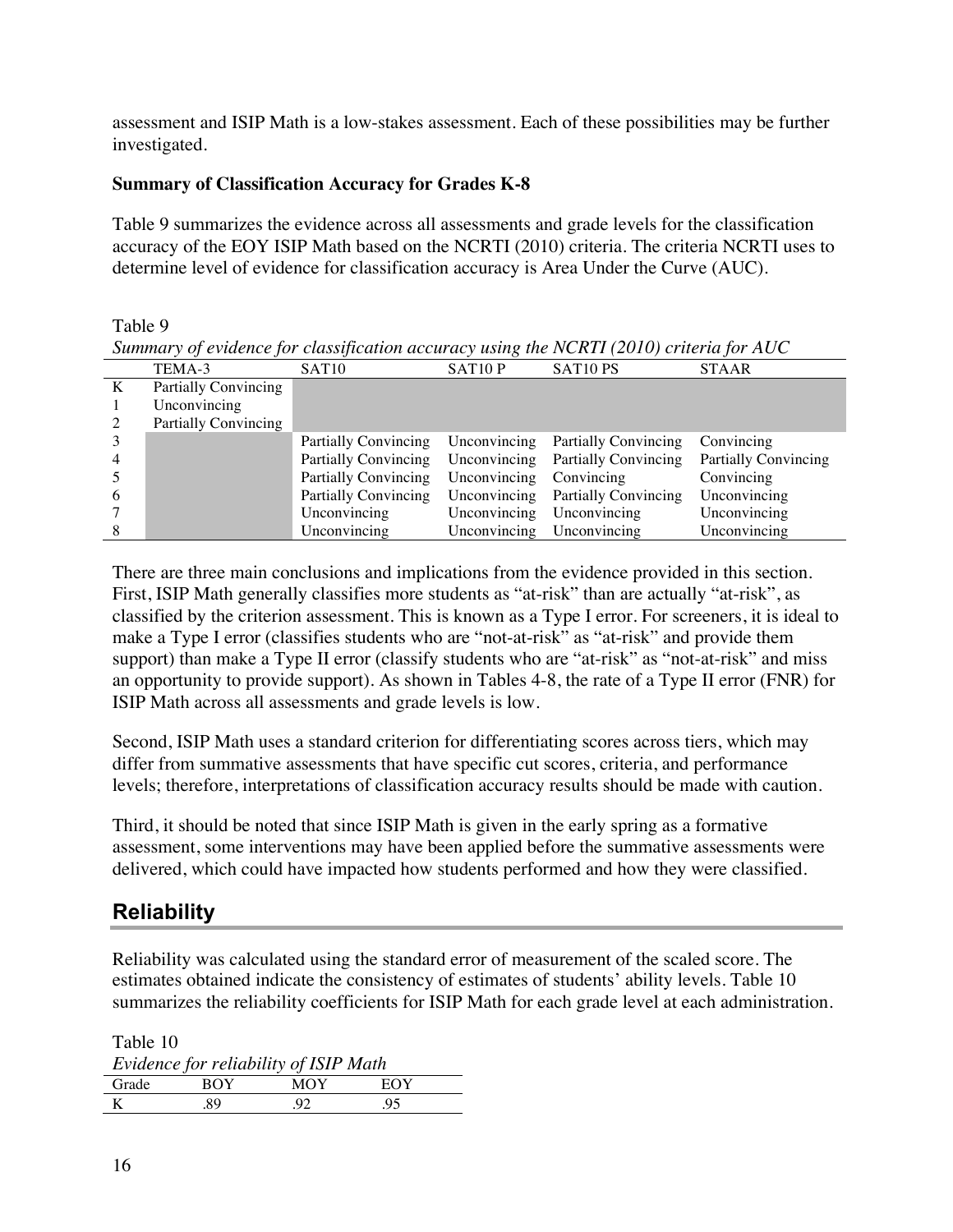assessment and ISIP Math is a low-stakes assessment. Each of these possibilities may be further investigated.

**Summary of Classification Accuracy for Grades K-8**

Table 9 summarizes the evidence across all assessments and grade levels for the classification accuracy of the EOY ISIP Math based on the NCRTI (2010) criteria. The criteria NCRTI uses to determine level of evidence for classification accuracy is Area Under the Curve (AUC).

Table 9
*Summary of evidence for classification accuracy using the NCRTI (2010) criteria for AUC*

| | TEMA-3 | SAT10 | SAT10 P | SAT10 PS | STAAR |
|---|---|---|---|---|---|
| K | Partially Convincing | | | | |
| 1 | Unconvincing | | | | |
| 2 | Partially Convincing | | | | |
| 3 | | Partially Convincing | Unconvincing | Partially Convincing | Convincing |
| 4 | | Partially Convincing | Unconvincing | Partially Convincing | Partially Convincing |
| 5 | | Partially Convincing | Unconvincing | Convincing | Convincing |
| 6 | | Partially Convincing | Unconvincing | Partially Convincing | Unconvincing |
| 7 | | Unconvincing | Unconvincing | Unconvincing | Unconvincing |
| 8 | | Unconvincing | Unconvincing | Unconvincing | Unconvincing |

There are three main conclusions and implications from the evidence provided in this section. First, ISIP Math generally classifies more students as "at-risk" than are actually "at-risk", as classified by the criterion assessment. This is known as a Type I error. For screeners, it is ideal to make a Type I error (classifies students who are "not-at-risk" as "at-risk" and provide them support) than make a Type II error (classify students who are "at-risk" as "not-at-risk" and miss an opportunity to provide support). As shown in Tables 4-8, the rate of a Type II error (FNR) for ISIP Math across all assessments and grade levels is low.

Second, ISIP Math uses a standard criterion for differentiating scores across tiers, which may differ from summative assessments that have specific cut scores, criteria, and performance levels; therefore, interpretations of classification accuracy results should be made with caution.

Third, it should be noted that since ISIP Math is given in the early spring as a formative assessment, some interventions may have been applied before the summative assessments were delivered, which could have impacted how students performed and how they were classified.

## Reliability

Reliability was calculated using the standard error of measurement of the scaled score. The estimates obtained indicate the consistency of estimates of students' ability levels. Table 10 summarizes the reliability coefficients for ISIP Math for each grade level at each administration.

Table 10
*Evidence for reliability of ISIP Math*

| Grade | BOY | MOY | EOY |
|---|---|---|---|
| K | .89 | .92 | .95 |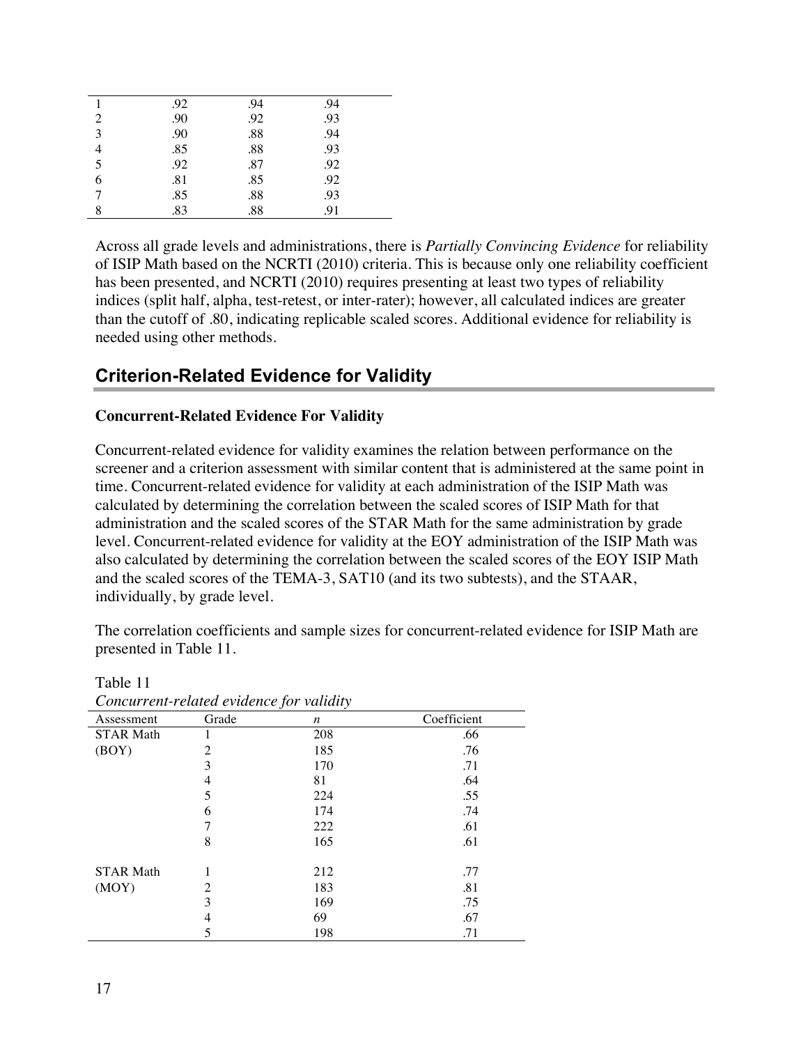| | | | |
|---|---|---|---|
| 1 | .92 | .94 | .94 |
| 2 | .90 | .92 | .93 |
| 3 | .90 | .88 | .94 |
| 4 | .85 | .88 | .93 |
| 5 | .92 | .87 | .92 |
| 6 | .81 | .85 | .92 |
| 7 | .85 | .88 | .93 |
| 8 | .83 | .88 | .91 |

Across all grade levels and administrations, there is *Partially Convincing Evidence* for reliability of ISIP Math based on the NCRTI (2010) criteria. This is because only one reliability coefficient has been presented, and NCRTI (2010) requires presenting at least two types of reliability indices (split half, alpha, test-retest, or inter-rater); however, all calculated indices are greater than the cutoff of .80, indicating replicable scaled scores. Additional evidence for reliability is needed using other methods.

## Criterion-Related Evidence for Validity

**Concurrent-Related Evidence For Validity**

Concurrent-related evidence for validity examines the relation between performance on the screener and a criterion assessment with similar content that is administered at the same point in time. Concurrent-related evidence for validity at each administration of the ISIP Math was calculated by determining the correlation between the scaled scores of ISIP Math for that administration and the scaled scores of the STAR Math for the same administration by grade level. Concurrent-related evidence for validity at the EOY administration of the ISIP Math was also calculated by determining the correlation between the scaled scores of the EOY ISIP Math and the scaled scores of the TEMA-3, SAT10 (and its two subtests), and the STAAR, individually, by grade level.

The correlation coefficients and sample sizes for concurrent-related evidence for ISIP Math are presented in Table 11.

Table 11
*Concurrent-related evidence for validity*

| Assessment | Grade | *n* | Coefficient |
|---|---|---|---|
| STAR Math | 1 | 208 | .66 |
| (BOY) | 2 | 185 | .76 |
| | 3 | 170 | .71 |
| | 4 | 81 | .64 |
| | 5 | 224 | .55 |
| | 6 | 174 | .74 |
| | 7 | 222 | .61 |
| | 8 | 165 | .61 |
| STAR Math | 1 | 212 | .77 |
| (MOY) | 2 | 183 | .81 |
| | 3 | 169 | .75 |
| | 4 | 69 | .67 |
| | 5 | 198 | .71 |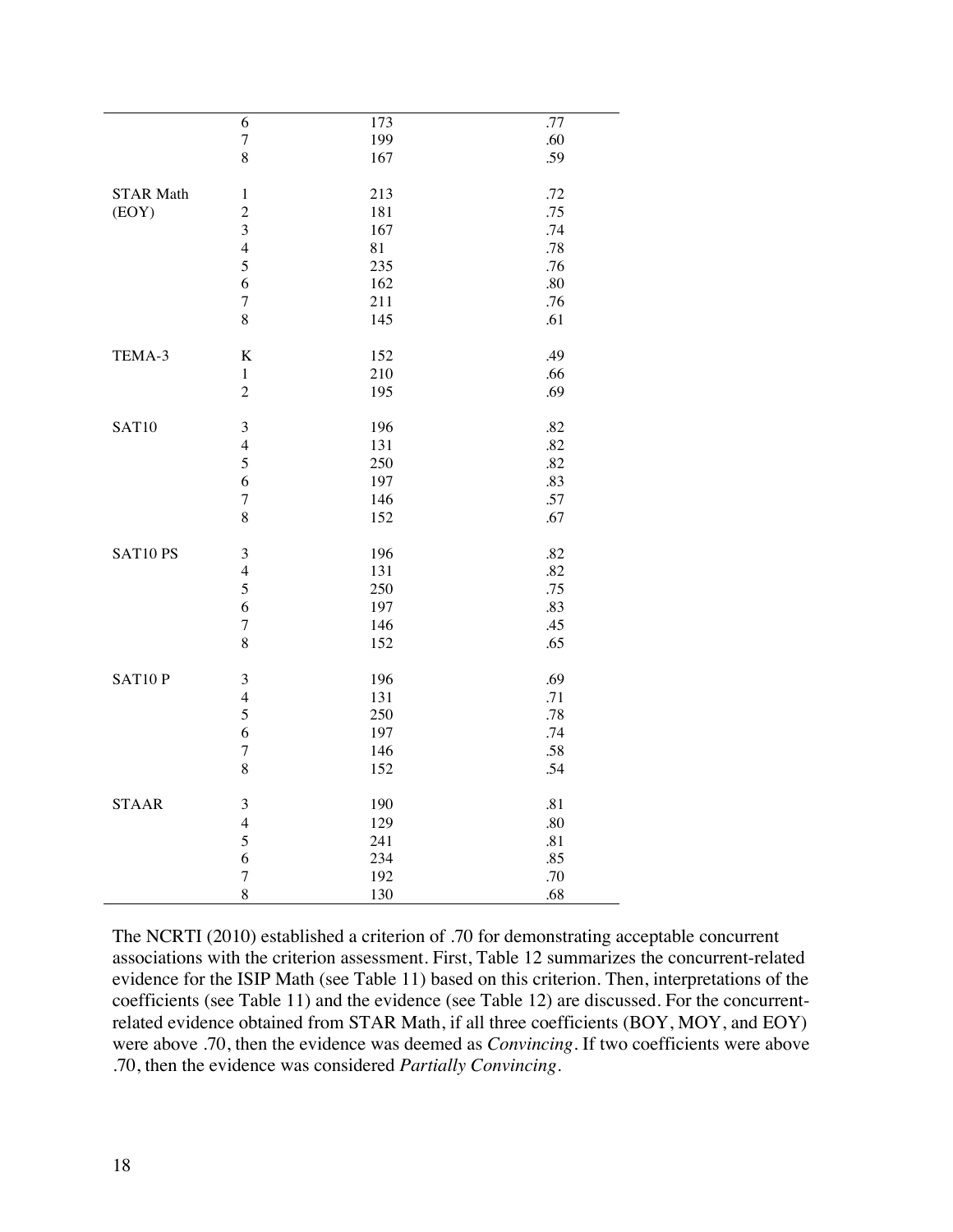| | | | |
|---|---|---|---|
| | 6 | 173 | .77 |
| | 7 | 199 | .60 |
| | 8 | 167 | .59 |
| STAR Math (EOY) | 1 | 213 | .72 |
| | 2 | 181 | .75 |
| | 3 | 167 | .74 |
| | 4 | 81 | .78 |
| | 5 | 235 | .76 |
| | 6 | 162 | .80 |
| | 7 | 211 | .76 |
| | 8 | 145 | .61 |
| TEMA-3 | K | 152 | .49 |
| | 1 | 210 | .66 |
| | 2 | 195 | .69 |
| SAT10 | 3 | 196 | .82 |
| | 4 | 131 | .82 |
| | 5 | 250 | .82 |
| | 6 | 197 | .83 |
| | 7 | 146 | .57 |
| | 8 | 152 | .67 |
| SAT10 PS | 3 | 196 | .82 |
| | 4 | 131 | .82 |
| | 5 | 250 | .75 |
| | 6 | 197 | .83 |
| | 7 | 146 | .45 |
| | 8 | 152 | .65 |
| SAT10 P | 3 | 196 | .69 |
| | 4 | 131 | .71 |
| | 5 | 250 | .78 |
| | 6 | 197 | .74 |
| | 7 | 146 | .58 |
| | 8 | 152 | .54 |
| STAAR | 3 | 190 | .81 |
| | 4 | 129 | .80 |
| | 5 | 241 | .81 |
| | 6 | 234 | .85 |
| | 7 | 192 | .70 |
| | 8 | 130 | .68 |

The NCRTI (2010) established a criterion of .70 for demonstrating acceptable concurrent associations with the criterion assessment. First, Table 12 summarizes the concurrent-related evidence for the ISIP Math (see Table 11) based on this criterion. Then, interpretations of the coefficients (see Table 11) and the evidence (see Table 12) are discussed. For the concurrent-related evidence obtained from STAR Math, if all three coefficients (BOY, MOY, and EOY) were above .70, then the evidence was deemed as *Convincing*. If two coefficients were above .70, then the evidence was considered *Partially Convincing*.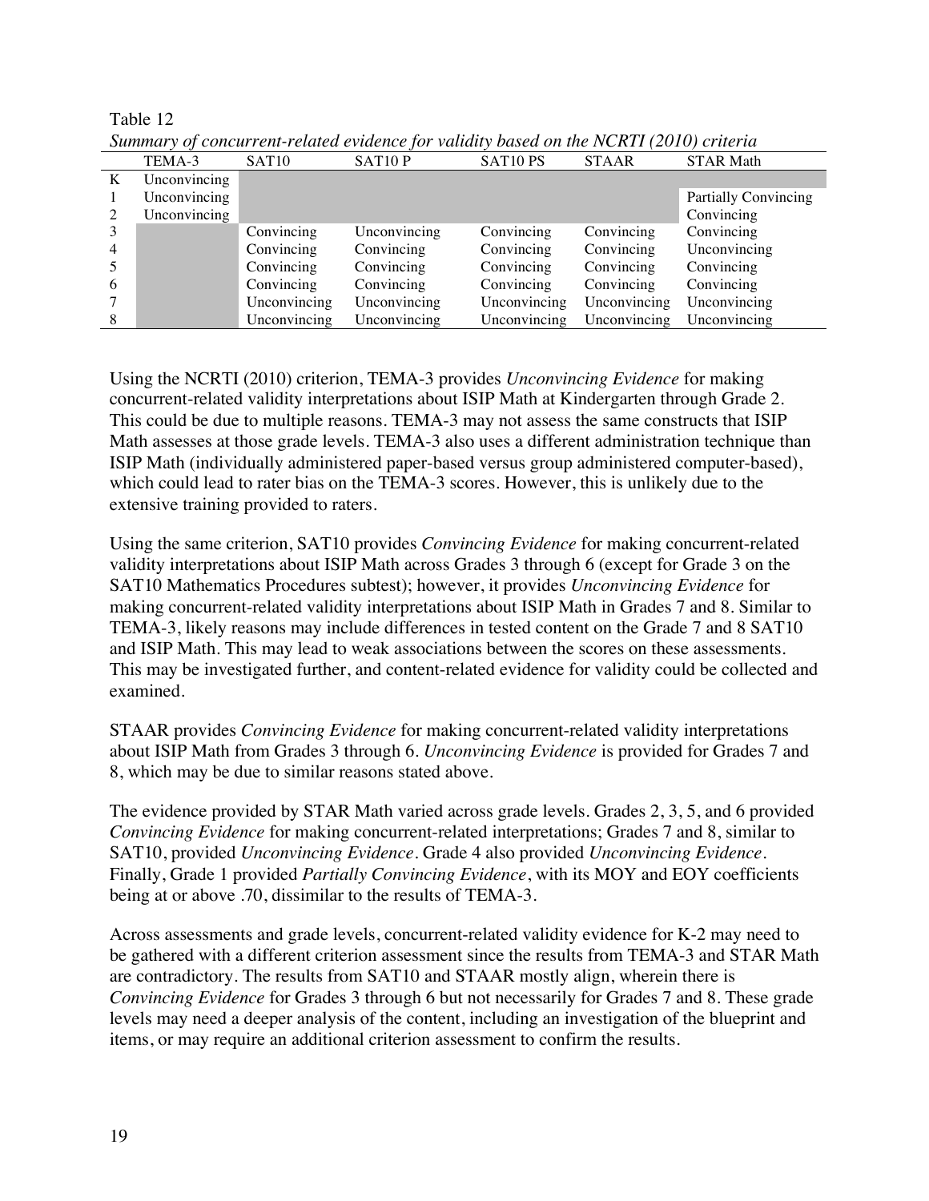Table 12

*Summary of concurrent-related evidence for validity based on the NCRTI (2010) criteria*

| | TEMA-3 | SAT10 | SAT10 P | SAT10 PS | STAAR | STAR Math |
|---|---|---|---|---|---|---|
| K | Unconvincing | | | | | |
| 1 | Unconvincing | | | | | Partially Convincing |
| 2 | Unconvincing | | | | | Convincing |
| 3 | | Convincing | Unconvincing | Convincing | Convincing | Convincing |
| 4 | | Convincing | Convincing | Convincing | Convincing | Unconvincing |
| 5 | | Convincing | Convincing | Convincing | Convincing | Convincing |
| 6 | | Convincing | Convincing | Convincing | Convincing | Convincing |
| 7 | | Unconvincing | Unconvincing | Unconvincing | Unconvincing | Unconvincing |
| 8 | | Unconvincing | Unconvincing | Unconvincing | Unconvincing | Unconvincing |

Using the NCRTI (2010) criterion, TEMA-3 provides *Unconvincing Evidence* for making concurrent-related validity interpretations about ISIP Math at Kindergarten through Grade 2. This could be due to multiple reasons. TEMA-3 may not assess the same constructs that ISIP Math assesses at those grade levels. TEMA-3 also uses a different administration technique than ISIP Math (individually administered paper-based versus group administered computer-based), which could lead to rater bias on the TEMA-3 scores. However, this is unlikely due to the extensive training provided to raters.

Using the same criterion, SAT10 provides *Convincing Evidence* for making concurrent-related validity interpretations about ISIP Math across Grades 3 through 6 (except for Grade 3 on the SAT10 Mathematics Procedures subtest); however, it provides *Unconvincing Evidence* for making concurrent-related validity interpretations about ISIP Math in Grades 7 and 8. Similar to TEMA-3, likely reasons may include differences in tested content on the Grade 7 and 8 SAT10 and ISIP Math. This may lead to weak associations between the scores on these assessments. This may be investigated further, and content-related evidence for validity could be collected and examined.

STAAR provides *Convincing Evidence* for making concurrent-related validity interpretations about ISIP Math from Grades 3 through 6. *Unconvincing Evidence* is provided for Grades 7 and 8, which may be due to similar reasons stated above.

The evidence provided by STAR Math varied across grade levels. Grades 2, 3, 5, and 6 provided *Convincing Evidence* for making concurrent-related interpretations; Grades 7 and 8, similar to SAT10, provided *Unconvincing Evidence*. Grade 4 also provided *Unconvincing Evidence*. Finally, Grade 1 provided *Partially Convincing Evidence*, with its MOY and EOY coefficients being at or above .70, dissimilar to the results of TEMA-3.

Across assessments and grade levels, concurrent-related validity evidence for K-2 may need to be gathered with a different criterion assessment since the results from TEMA-3 and STAR Math are contradictory. The results from SAT10 and STAAR mostly align, wherein there is *Convincing Evidence* for Grades 3 through 6 but not necessarily for Grades 7 and 8. These grade levels may need a deeper analysis of the content, including an investigation of the blueprint and items, or may require an additional criterion assessment to confirm the results.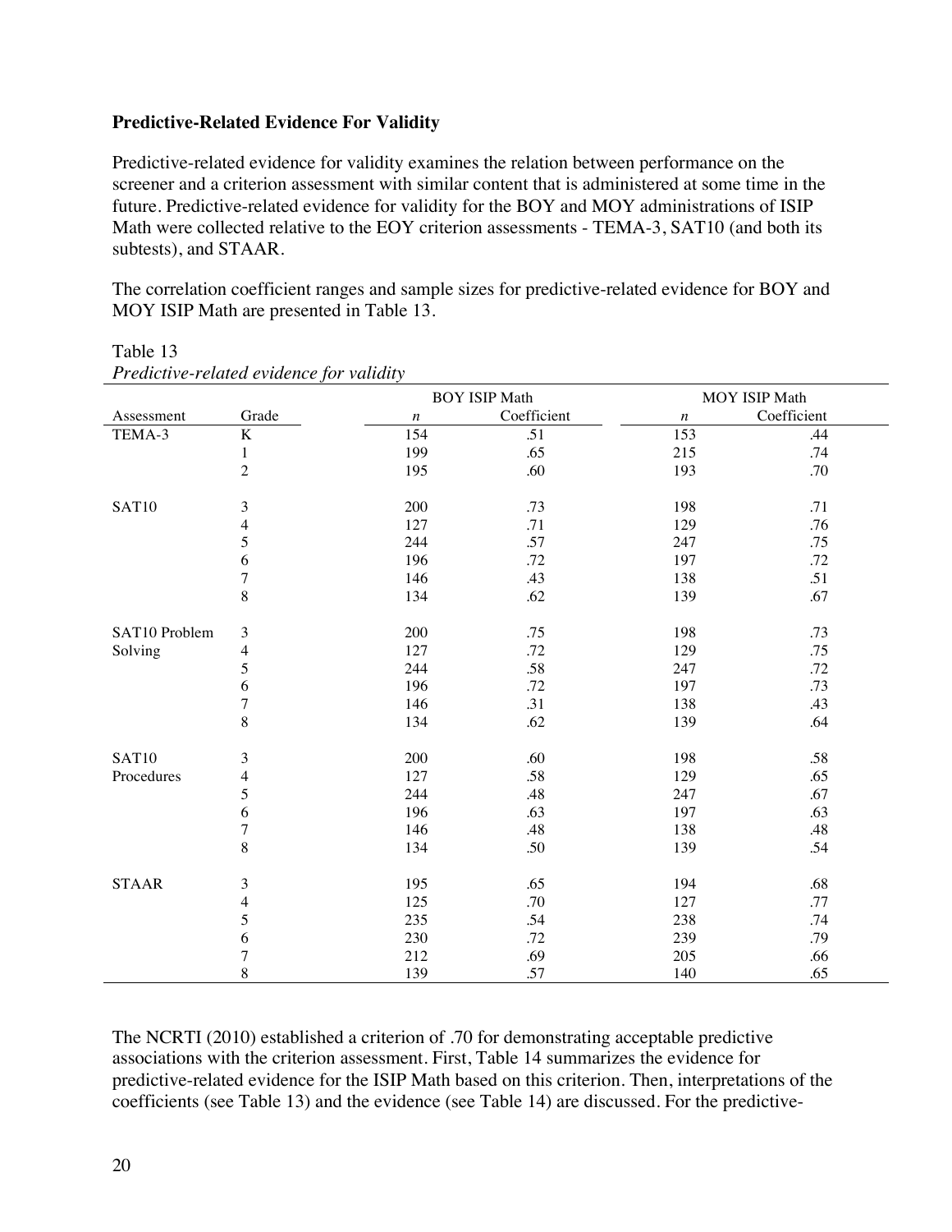**Predictive-Related Evidence For Validity**

Predictive-related evidence for validity examines the relation between performance on the screener and a criterion assessment with similar content that is administered at some time in the future. Predictive-related evidence for validity for the BOY and MOY administrations of ISIP Math were collected relative to the EOY criterion assessments - TEMA-3, SAT10 (and both its subtests), and STAAR.

The correlation coefficient ranges and sample sizes for predictive-related evidence for BOY and MOY ISIP Math are presented in Table 13.

Table 13
*Predictive-related evidence for validity*

| | | BOY ISIP Math | | MOY ISIP Math | |
|---|---|---|---|---|---|
| Assessment | Grade | *n* | Coefficient | *n* | Coefficient |
| TEMA-3 | K | 154 | .51 | 153 | .44 |
| | 1 | 199 | .65 | 215 | .74 |
| | 2 | 195 | .60 | 193 | .70 |
| SAT10 | 3 | 200 | .73 | 198 | .71 |
| | 4 | 127 | .71 | 129 | .76 |
| | 5 | 244 | .57 | 247 | .75 |
| | 6 | 196 | .72 | 197 | .72 |
| | 7 | 146 | .43 | 138 | .51 |
| | 8 | 134 | .62 | 139 | .67 |
| SAT10 Problem Solving | 3 | 200 | .75 | 198 | .73 |
| | 4 | 127 | .72 | 129 | .75 |
| | 5 | 244 | .58 | 247 | .72 |
| | 6 | 196 | .72 | 197 | .73 |
| | 7 | 146 | .31 | 138 | .43 |
| | 8 | 134 | .62 | 139 | .64 |
| SAT10 Procedures | 3 | 200 | .60 | 198 | .58 |
| | 4 | 127 | .58 | 129 | .65 |
| | 5 | 244 | .48 | 247 | .67 |
| | 6 | 196 | .63 | 197 | .63 |
| | 7 | 146 | .48 | 138 | .48 |
| | 8 | 134 | .50 | 139 | .54 |
| STAAR | 3 | 195 | .65 | 194 | .68 |
| | 4 | 125 | .70 | 127 | .77 |
| | 5 | 235 | .54 | 238 | .74 |
| | 6 | 230 | .72 | 239 | .79 |
| | 7 | 212 | .69 | 205 | .66 |
| | 8 | 139 | .57 | 140 | .65 |

The NCRTI (2010) established a criterion of .70 for demonstrating acceptable predictive associations with the criterion assessment. First, Table 14 summarizes the evidence for predictive-related evidence for the ISIP Math based on this criterion. Then, interpretations of the coefficients (see Table 13) and the evidence (see Table 14) are discussed. For the predictive-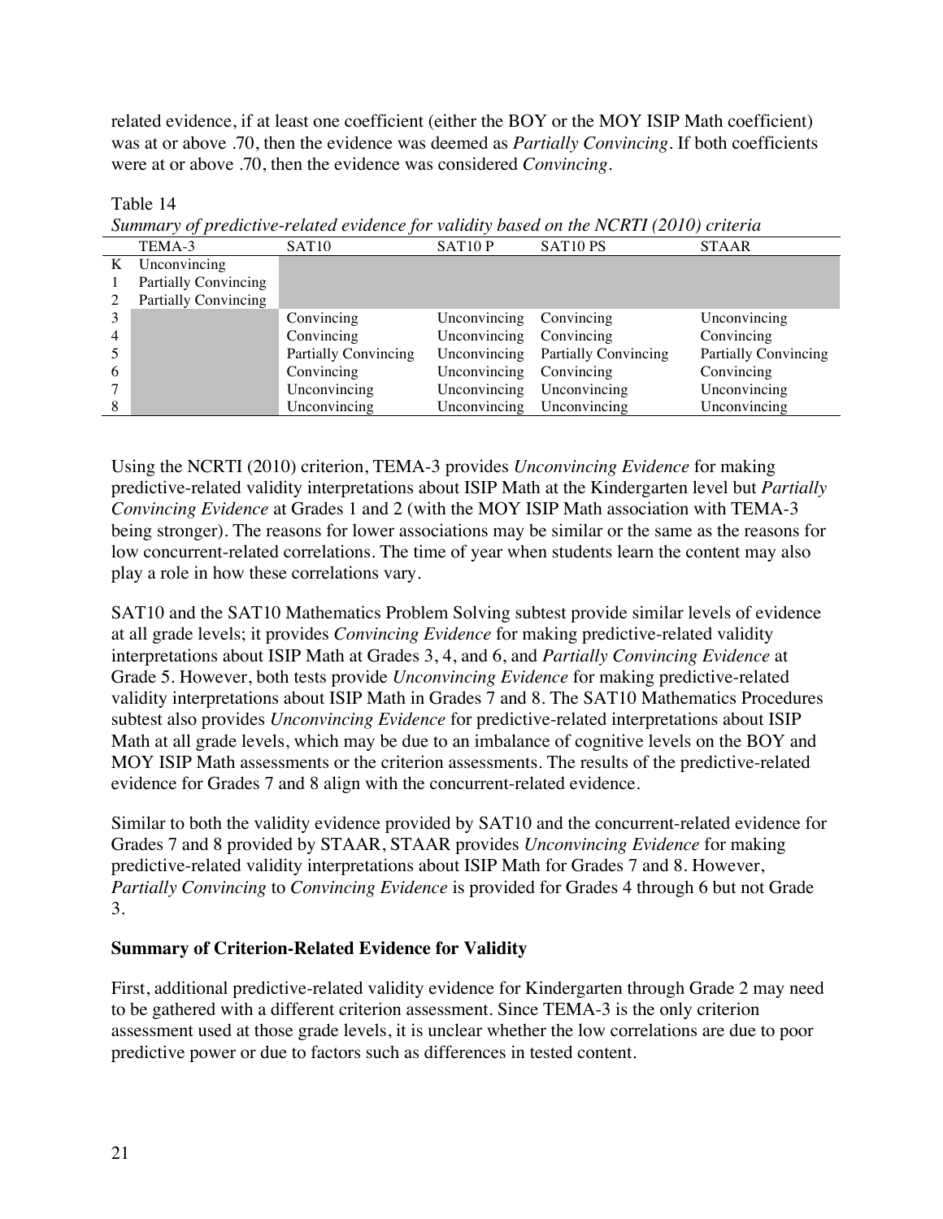related evidence, if at least one coefficient (either the BOY or the MOY ISIP Math coefficient) was at or above .70, then the evidence was deemed as *Partially Convincing*. If both coefficients were at or above .70, then the evidence was considered *Convincing*.

Table 14

*Summary of predictive-related evidence for validity based on the NCRTI (2010) criteria*

| | TEMA-3 | SAT10 | SAT10 P | SAT10 PS | STAAR |
|---|---|---|---|---|---|
| K | Unconvincing | | | | |
| 1 | Partially Convincing | | | | |
| 2 | Partially Convincing | | | | |
| 3 | | Convincing | Unconvincing | Convincing | Unconvincing |
| 4 | | Convincing | Unconvincing | Convincing | Convincing |
| 5 | | Partially Convincing | Unconvincing | Partially Convincing | Partially Convincing |
| 6 | | Convincing | Unconvincing | Convincing | Convincing |
| 7 | | Unconvincing | Unconvincing | Unconvincing | Unconvincing |
| 8 | | Unconvincing | Unconvincing | Unconvincing | Unconvincing |

Using the NCRTI (2010) criterion, TEMA-3 provides *Unconvincing Evidence* for making predictive-related validity interpretations about ISIP Math at the Kindergarten level but *Partially Convincing Evidence* at Grades 1 and 2 (with the MOY ISIP Math association with TEMA-3 being stronger). The reasons for lower associations may be similar or the same as the reasons for low concurrent-related correlations. The time of year when students learn the content may also play a role in how these correlations vary.

SAT10 and the SAT10 Mathematics Problem Solving subtest provide similar levels of evidence at all grade levels; it provides *Convincing Evidence* for making predictive-related validity interpretations about ISIP Math at Grades 3, 4, and 6, and *Partially Convincing Evidence* at Grade 5. However, both tests provide *Unconvincing Evidence* for making predictive-related validity interpretations about ISIP Math in Grades 7 and 8. The SAT10 Mathematics Procedures subtest also provides *Unconvincing Evidence* for predictive-related interpretations about ISIP Math at all grade levels, which may be due to an imbalance of cognitive levels on the BOY and MOY ISIP Math assessments or the criterion assessments. The results of the predictive-related evidence for Grades 7 and 8 align with the concurrent-related evidence.

Similar to both the validity evidence provided by SAT10 and the concurrent-related evidence for Grades 7 and 8 provided by STAAR, STAAR provides *Unconvincing Evidence* for making predictive-related validity interpretations about ISIP Math for Grades 7 and 8. However, *Partially Convincing* to *Convincing Evidence* is provided for Grades 4 through 6 but not Grade 3.

**Summary of Criterion-Related Evidence for Validity**

First, additional predictive-related validity evidence for Kindergarten through Grade 2 may need to be gathered with a different criterion assessment. Since TEMA-3 is the only criterion assessment used at those grade levels, it is unclear whether the low correlations are due to poor predictive power or due to factors such as differences in tested content.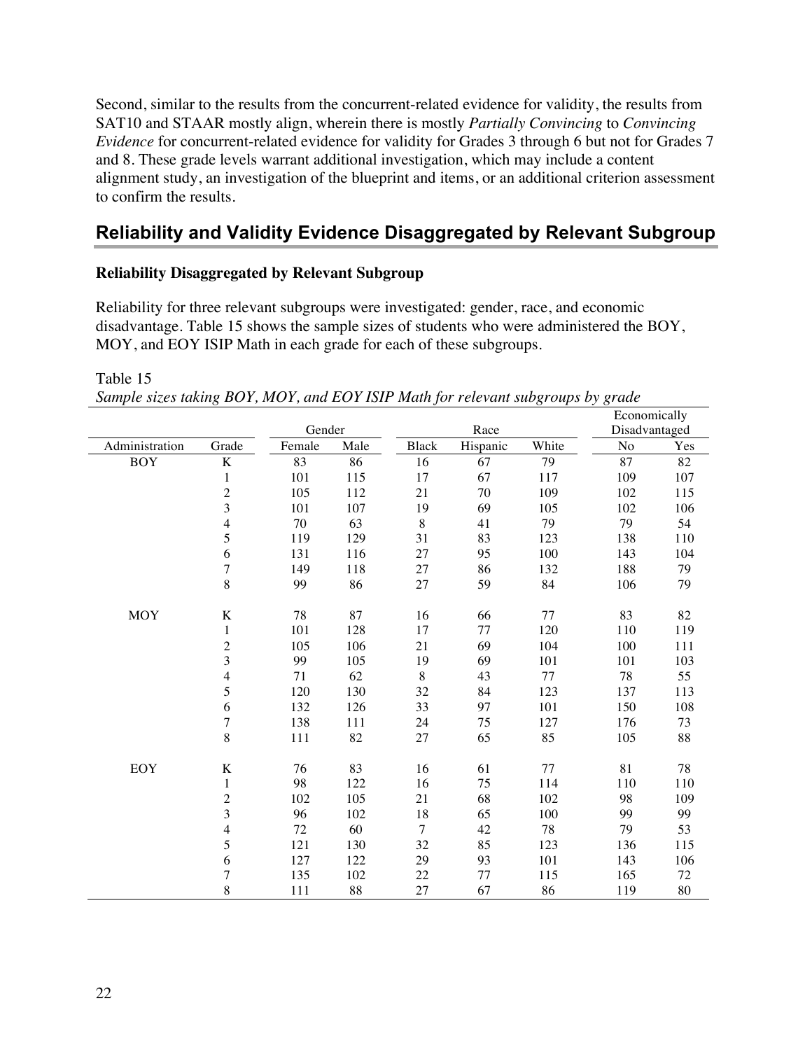Second, similar to the results from the concurrent-related evidence for validity, the results from SAT10 and STAAR mostly align, wherein there is mostly *Partially Convincing* to *Convincing Evidence* for concurrent-related evidence for validity for Grades 3 through 6 but not for Grades 7 and 8. These grade levels warrant additional investigation, which may include a content alignment study, an investigation of the blueprint and items, or an additional criterion assessment to confirm the results.

## Reliability and Validity Evidence Disaggregated by Relevant Subgroup

### Reliability Disaggregated by Relevant Subgroup

Reliability for three relevant subgroups were investigated: gender, race, and economic disadvantage. Table 15 shows the sample sizes of students who were administered the BOY, MOY, and EOY ISIP Math in each grade for each of these subgroups.

Table 15
*Sample sizes taking BOY, MOY, and EOY ISIP Math for relevant subgroups by grade*

| | | Gender | | Race | | | Economically Disadvantaged | |
|---|---|---|---|---|---|---|---|---|
| Administration | Grade | Female | Male | Black | Hispanic | White | No | Yes |
| BOY | K | 83 | 86 | 16 | 67 | 79 | 87 | 82 |
| | 1 | 101 | 115 | 17 | 67 | 117 | 109 | 107 |
| | 2 | 105 | 112 | 21 | 70 | 109 | 102 | 115 |
| | 3 | 101 | 107 | 19 | 69 | 105 | 102 | 106 |
| | 4 | 70 | 63 | 8 | 41 | 79 | 79 | 54 |
| | 5 | 119 | 129 | 31 | 83 | 123 | 138 | 110 |
| | 6 | 131 | 116 | 27 | 95 | 100 | 143 | 104 |
| | 7 | 149 | 118 | 27 | 86 | 132 | 188 | 79 |
| | 8 | 99 | 86 | 27 | 59 | 84 | 106 | 79 |
| MOY | K | 78 | 87 | 16 | 66 | 77 | 83 | 82 |
| | 1 | 101 | 128 | 17 | 77 | 120 | 110 | 119 |
| | 2 | 105 | 106 | 21 | 69 | 104 | 100 | 111 |
| | 3 | 99 | 105 | 19 | 69 | 101 | 101 | 103 |
| | 4 | 71 | 62 | 8 | 43 | 77 | 78 | 55 |
| | 5 | 120 | 130 | 32 | 84 | 123 | 137 | 113 |
| | 6 | 132 | 126 | 33 | 97 | 101 | 150 | 108 |
| | 7 | 138 | 111 | 24 | 75 | 127 | 176 | 73 |
| | 8 | 111 | 82 | 27 | 65 | 85 | 105 | 88 |
| EOY | K | 76 | 83 | 16 | 61 | 77 | 81 | 78 |
| | 1 | 98 | 122 | 16 | 75 | 114 | 110 | 110 |
| | 2 | 102 | 105 | 21 | 68 | 102 | 98 | 109 |
| | 3 | 96 | 102 | 18 | 65 | 100 | 99 | 99 |
| | 4 | 72 | 60 | 7 | 42 | 78 | 79 | 53 |
| | 5 | 121 | 130 | 32 | 85 | 123 | 136 | 115 |
| | 6 | 127 | 122 | 29 | 93 | 101 | 143 | 106 |
| | 7 | 135 | 102 | 22 | 77 | 115 | 165 | 72 |
| | 8 | 111 | 88 | 27 | 67 | 86 | 119 | 80 |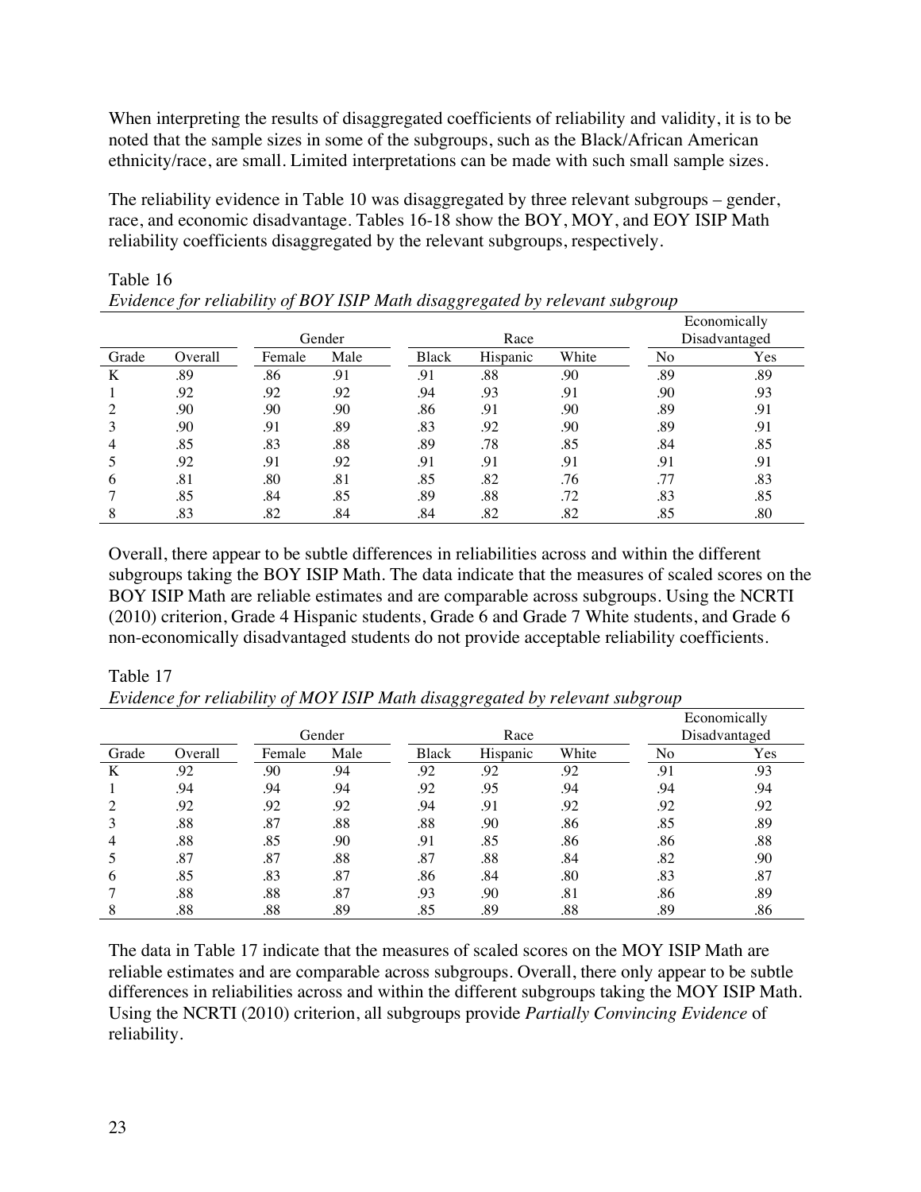When interpreting the results of disaggregated coefficients of reliability and validity, it is to be noted that the sample sizes in some of the subgroups, such as the Black/African American ethnicity/race, are small. Limited interpretations can be made with such small sample sizes.

The reliability evidence in Table 10 was disaggregated by three relevant subgroups – gender, race, and economic disadvantage. Tables 16-18 show the BOY, MOY, and EOY ISIP Math reliability coefficients disaggregated by the relevant subgroups, respectively.

Table 16

*Evidence for reliability of BOY ISIP Math disaggregated by relevant subgroup*

| | | Gender | | Race | | | Economically Disadvantaged | |
|---|---|---|---|---|---|---|---|---|
| Grade | Overall | Female | Male | Black | Hispanic | White | No | Yes |
| K | .89 | .86 | .91 | .91 | .88 | .90 | .89 | .89 |
| 1 | .92 | .92 | .92 | .94 | .93 | .91 | .90 | .93 |
| 2 | .90 | .90 | .90 | .86 | .91 | .90 | .89 | .91 |
| 3 | .90 | .91 | .89 | .83 | .92 | .90 | .89 | .91 |
| 4 | .85 | .83 | .88 | .89 | .78 | .85 | .84 | .85 |
| 5 | .92 | .91 | .92 | .91 | .91 | .91 | .91 | .91 |
| 6 | .81 | .80 | .81 | .85 | .82 | .76 | .77 | .83 |
| 7 | .85 | .84 | .85 | .89 | .88 | .72 | .83 | .85 |
| 8 | .83 | .82 | .84 | .84 | .82 | .82 | .85 | .80 |

Overall, there appear to be subtle differences in reliabilities across and within the different subgroups taking the BOY ISIP Math. The data indicate that the measures of scaled scores on the BOY ISIP Math are reliable estimates and are comparable across subgroups. Using the NCRTI (2010) criterion, Grade 4 Hispanic students, Grade 6 and Grade 7 White students, and Grade 6 non-economically disadvantaged students do not provide acceptable reliability coefficients.

Table 17

*Evidence for reliability of MOY ISIP Math disaggregated by relevant subgroup*

| | | Gender | | Race | | | Economically Disadvantaged | |
|---|---|---|---|---|---|---|---|---|
| Grade | Overall | Female | Male | Black | Hispanic | White | No | Yes |
| K | .92 | .90 | .94 | .92 | .92 | .92 | .91 | .93 |
| 1 | .94 | .94 | .94 | .92 | .95 | .94 | .94 | .94 |
| 2 | .92 | .92 | .92 | .94 | .91 | .92 | .92 | .92 |
| 3 | .88 | .87 | .88 | .88 | .90 | .86 | .85 | .89 |
| 4 | .88 | .85 | .90 | .91 | .85 | .86 | .86 | .88 |
| 5 | .87 | .87 | .88 | .87 | .88 | .84 | .82 | .90 |
| 6 | .85 | .83 | .87 | .86 | .84 | .80 | .83 | .87 |
| 7 | .88 | .88 | .87 | .93 | .90 | .81 | .86 | .89 |
| 8 | .88 | .88 | .89 | .85 | .89 | .88 | .89 | .86 |

The data in Table 17 indicate that the measures of scaled scores on the MOY ISIP Math are reliable estimates and are comparable across subgroups. Overall, there only appear to be subtle differences in reliabilities across and within the different subgroups taking the MOY ISIP Math. Using the NCRTI (2010) criterion, all subgroups provide *Partially Convincing Evidence* of reliability.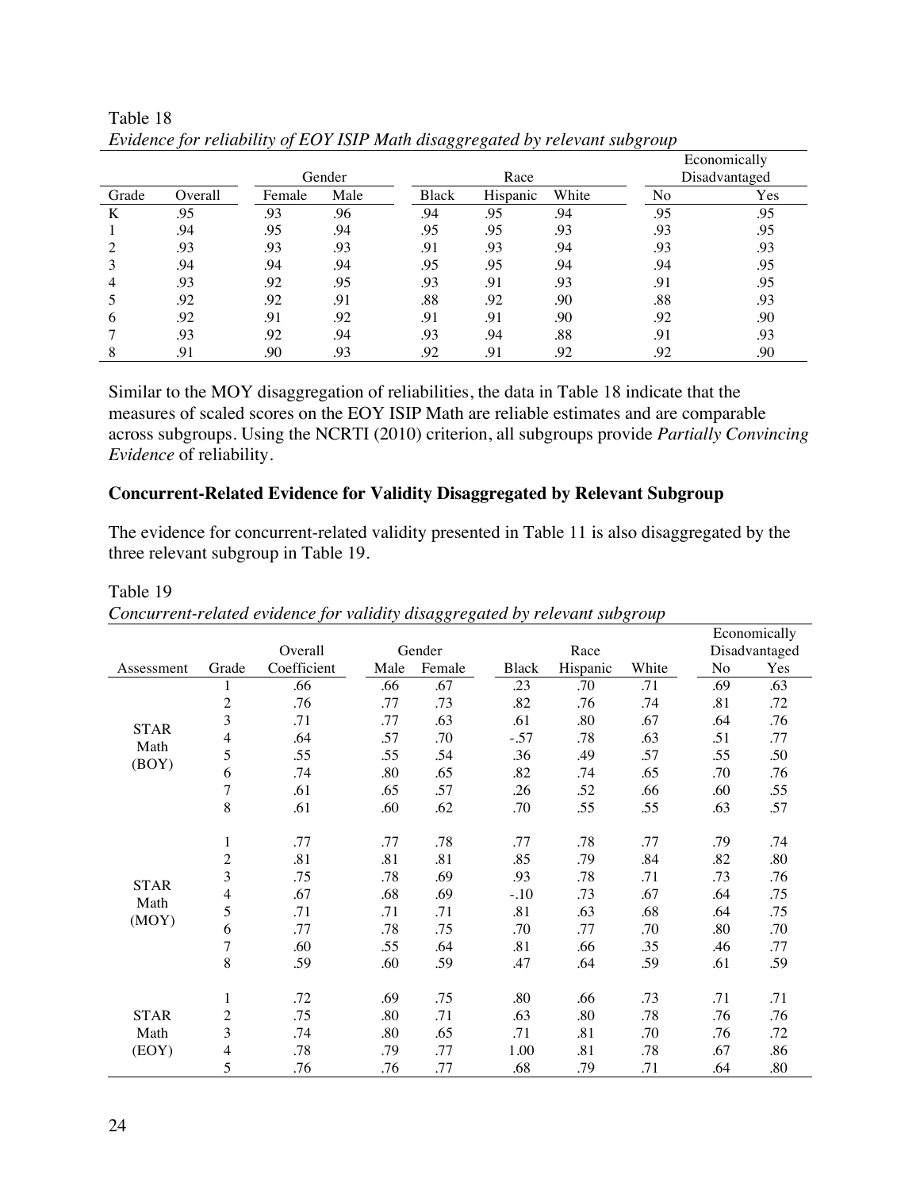Table 18

*Evidence for reliability of EOY ISIP Math disaggregated by relevant subgroup*

| | | Gender | | Race | | | Economically Disadvantaged | |
|---|---|---|---|---|---|---|---|---|
| Grade | Overall | Female | Male | Black | Hispanic | White | No | Yes |
| K | .95 | .93 | .96 | .94 | .95 | .94 | .95 | .95 |
| 1 | .94 | .95 | .94 | .95 | .95 | .93 | .93 | .95 |
| 2 | .93 | .93 | .93 | .91 | .93 | .94 | .93 | .93 |
| 3 | .94 | .94 | .94 | .95 | .95 | .94 | .94 | .95 |
| 4 | .93 | .92 | .95 | .93 | .91 | .93 | .91 | .95 |
| 5 | .92 | .92 | .91 | .88 | .92 | .90 | .88 | .93 |
| 6 | .92 | .91 | .92 | .91 | .91 | .90 | .92 | .90 |
| 7 | .93 | .92 | .94 | .93 | .94 | .88 | .91 | .93 |
| 8 | .91 | .90 | .93 | .92 | .91 | .92 | .92 | .90 |

Similar to the MOY disaggregation of reliabilities, the data in Table 18 indicate that the measures of scaled scores on the EOY ISIP Math are reliable estimates and are comparable across subgroups. Using the NCRTI (2010) criterion, all subgroups provide *Partially Convincing Evidence* of reliability.

**Concurrent-Related Evidence for Validity Disaggregated by Relevant Subgroup**

The evidence for concurrent-related validity presented in Table 11 is also disaggregated by the three relevant subgroup in Table 19.

Table 19

*Concurrent-related evidence for validity disaggregated by relevant subgroup*

| | | Overall | Gender | | Race | | | Economically Disadvantaged | |
|---|---|---|---|---|---|---|---|---|---|
| Assessment | Grade | Coefficient | Male | Female | Black | Hispanic | White | No | Yes |
| STAR Math (BOY) | 1 | .66 | .66 | .67 | .23 | .70 | .71 | .69 | .63 |
| | 2 | .76 | .77 | .73 | .82 | .76 | .74 | .81 | .72 |
| | 3 | .71 | .77 | .63 | .61 | .80 | .67 | .64 | .76 |
| | 4 | .64 | .57 | .70 | -.57 | .78 | .63 | .51 | .77 |
| | 5 | .55 | .55 | .54 | .36 | .49 | .57 | .55 | .50 |
| | 6 | .74 | .80 | .65 | .82 | .74 | .65 | .70 | .76 |
| | 7 | .61 | .65 | .57 | .26 | .52 | .66 | .60 | .55 |
| | 8 | .61 | .60 | .62 | .70 | .55 | .55 | .63 | .57 |
| STAR Math (MOY) | 1 | .77 | .77 | .78 | .77 | .78 | .77 | .79 | .74 |
| | 2 | .81 | .81 | .81 | .85 | .79 | .84 | .82 | .80 |
| | 3 | .75 | .78 | .69 | .93 | .78 | .71 | .73 | .76 |
| | 4 | .67 | .68 | .69 | -.10 | .73 | .67 | .64 | .75 |
| | 5 | .71 | .71 | .71 | .81 | .63 | .68 | .64 | .75 |
| | 6 | .77 | .78 | .75 | .70 | .77 | .70 | .80 | .70 |
| | 7 | .60 | .55 | .64 | .81 | .66 | .35 | .46 | .77 |
| | 8 | .59 | .60 | .59 | .47 | .64 | .59 | .61 | .59 |
| STAR Math (EOY) | 1 | .72 | .69 | .75 | .80 | .66 | .73 | .71 | .71 |
| | 2 | .75 | .80 | .71 | .63 | .80 | .78 | .76 | .76 |
| | 3 | .74 | .80 | .65 | .71 | .81 | .70 | .76 | .72 |
| | 4 | .78 | .79 | .77 | 1.00 | .81 | .78 | .67 | .86 |
| | 5 | .76 | .76 | .77 | .68 | .79 | .71 | .64 | .80 |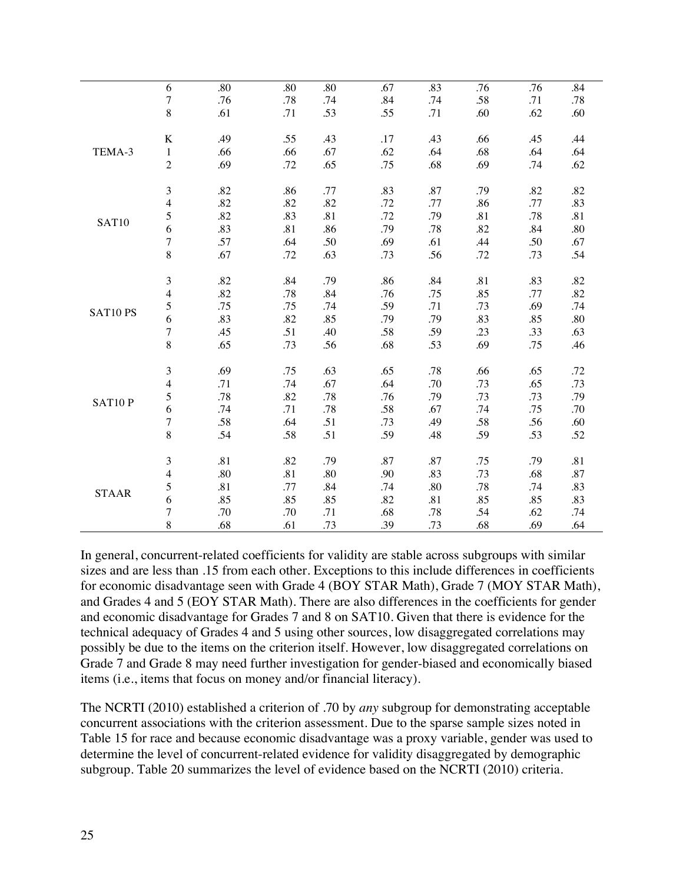| | | | | | | | | | |
|---|---|---|---|---|---|---|---|---|---|
| | 6 | .80 | .80 | .80 | .67 | .83 | .76 | .76 | .84 |
| | 7 | .76 | .78 | .74 | .84 | .74 | .58 | .71 | .78 |
| | 8 | .61 | .71 | .53 | .55 | .71 | .60 | .62 | .60 |
| TEMA-3 | K | .49 | .55 | .43 | .17 | .43 | .66 | .45 | .44 |
| | 1 | .66 | .66 | .67 | .62 | .64 | .68 | .64 | .64 |
| | 2 | .69 | .72 | .65 | .75 | .68 | .69 | .74 | .62 |
| SAT10 | 3 | .82 | .86 | .77 | .83 | .87 | .79 | .82 | .82 |
| | 4 | .82 | .82 | .82 | .72 | .77 | .86 | .77 | .83 |
| | 5 | .82 | .83 | .81 | .72 | .79 | .81 | .78 | .81 |
| | 6 | .83 | .81 | .86 | .79 | .78 | .82 | .84 | .80 |
| | 7 | .57 | .64 | .50 | .69 | .61 | .44 | .50 | .67 |
| | 8 | .67 | .72 | .63 | .73 | .56 | .72 | .73 | .54 |
| SAT10 PS | 3 | .82 | .84 | .79 | .86 | .84 | .81 | .83 | .82 |
| | 4 | .82 | .78 | .84 | .76 | .75 | .85 | .77 | .82 |
| | 5 | .75 | .75 | .74 | .59 | .71 | .73 | .69 | .74 |
| | 6 | .83 | .82 | .85 | .79 | .79 | .83 | .85 | .80 |
| | 7 | .45 | .51 | .40 | .58 | .59 | .23 | .33 | .63 |
| | 8 | .65 | .73 | .56 | .68 | .53 | .69 | .75 | .46 |
| SAT10 P | 3 | .69 | .75 | .63 | .65 | .78 | .66 | .65 | .72 |
| | 4 | .71 | .74 | .67 | .64 | .70 | .73 | .65 | .73 |
| | 5 | .78 | .82 | .78 | .76 | .79 | .73 | .73 | .79 |
| | 6 | .74 | .71 | .78 | .58 | .67 | .74 | .75 | .70 |
| | 7 | .58 | .64 | .51 | .73 | .49 | .58 | .56 | .60 |
| | 8 | .54 | .58 | .51 | .59 | .48 | .59 | .53 | .52 |
| STAAR | 3 | .81 | .82 | .79 | .87 | .87 | .75 | .79 | .81 |
| | 4 | .80 | .81 | .80 | .90 | .83 | .73 | .68 | .87 |
| | 5 | .81 | .77 | .84 | .74 | .80 | .78 | .74 | .83 |
| | 6 | .85 | .85 | .85 | .82 | .81 | .85 | .85 | .83 |
| | 7 | .70 | .70 | .71 | .68 | .78 | .54 | .62 | .74 |
| | 8 | .68 | .61 | .73 | .39 | .73 | .68 | .69 | .64 |

In general, concurrent-related coefficients for validity are stable across subgroups with similar sizes and are less than .15 from each other. Exceptions to this include differences in coefficients for economic disadvantage seen with Grade 4 (BOY STAR Math), Grade 7 (MOY STAR Math), and Grades 4 and 5 (EOY STAR Math). There are also differences in the coefficients for gender and economic disadvantage for Grades 7 and 8 on SAT10. Given that there is evidence for the technical adequacy of Grades 4 and 5 using other sources, low disaggregated correlations may possibly be due to the items on the criterion itself. However, low disaggregated correlations on Grade 7 and Grade 8 may need further investigation for gender-biased and economically biased items (i.e., items that focus on money and/or financial literacy).

The NCRTI (2010) established a criterion of .70 by *any* subgroup for demonstrating acceptable concurrent associations with the criterion assessment. Due to the sparse sample sizes noted in Table 15 for race and because economic disadvantage was a proxy variable, gender was used to determine the level of concurrent-related evidence for validity disaggregated by demographic subgroup. Table 20 summarizes the level of evidence based on the NCRTI (2010) criteria.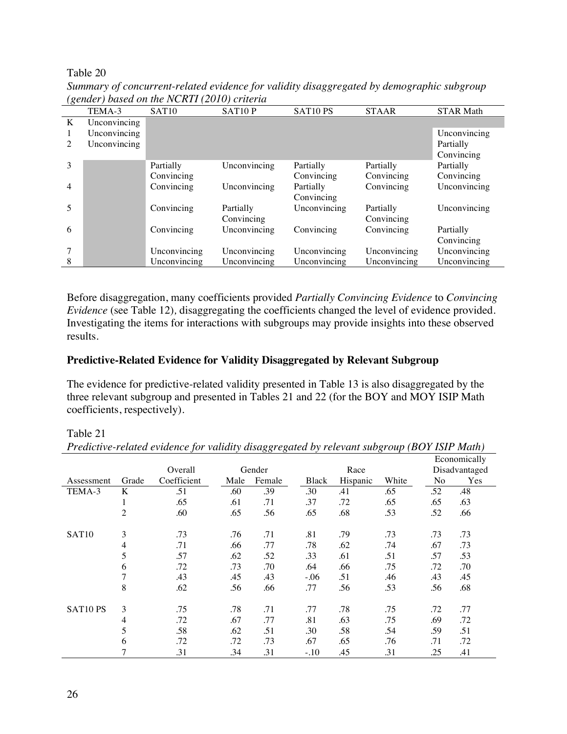Table 20

*Summary of concurrent-related evidence for validity disaggregated by demographic subgroup (gender) based on the NCRTI (2010) criteria*

| | TEMA-3 | SAT10 | SAT10 P | SAT10 PS | STAAR | STAR Math |
|---|---|---|---|---|---|---|
| K | Unconvincing | | | | | |
| 1 | Unconvincing | | | | | Unconvincing |
| 2 | Unconvincing | | | | | Partially Convincing |
| 3 | | Partially Convincing | Unconvincing | Partially Convincing | Partially Convincing | Partially Convincing |
| 4 | | Convincing | Unconvincing | Partially Convincing | Convincing | Unconvincing |
| 5 | | Convincing | Partially Convincing | Unconvincing | Partially Convincing | Unconvincing |
| 6 | | Convincing | Unconvincing | Convincing | Convincing | Partially Convincing |
| 7 | | Unconvincing | Unconvincing | Unconvincing | Unconvincing | Unconvincing |
| 8 | | Unconvincing | Unconvincing | Unconvincing | Unconvincing | Unconvincing |

Before disaggregation, many coefficients provided *Partially Convincing Evidence* to *Convincing Evidence* (see Table 12)*,* disaggregating the coefficients changed the level of evidence provided. Investigating the items for interactions with subgroups may provide insights into these observed results.

**Predictive-Related Evidence for Validity Disaggregated by Relevant Subgroup**

The evidence for predictive-related validity presented in Table 13 is also disaggregated by the three relevant subgroup and presented in Tables 21 and 22 (for the BOY and MOY ISIP Math coefficients, respectively).

Table 21

*Predictive-related evidence for validity disaggregated by relevant subgroup (BOY ISIP Math)*

| | | Overall | Gender | | Race | | | Economically Disadvantaged | |
|---|---|---|---|---|---|---|---|---|---|
| Assessment | Grade | Coefficient | Male | Female | Black | Hispanic | White | No | Yes |
| TEMA-3 | K | .51 | .60 | .39 | .30 | .41 | .65 | .52 | .48 |
| | 1 | .65 | .61 | .71 | .37 | .72 | .65 | .65 | .63 |
| | 2 | .60 | .65 | .56 | .65 | .68 | .53 | .52 | .66 |
| SAT10 | 3 | .73 | .76 | .71 | .81 | .79 | .73 | .73 | .73 |
| | 4 | .71 | .66 | .77 | .78 | .62 | .74 | .67 | .73 |
| | 5 | .57 | .62 | .52 | .33 | .61 | .51 | .57 | .53 |
| | 6 | .72 | .73 | .70 | .64 | .66 | .75 | .72 | .70 |
| | 7 | .43 | .45 | .43 | -.06 | .51 | .46 | .43 | .45 |
| | 8 | .62 | .56 | .66 | .77 | .56 | .53 | .56 | .68 |
| SAT10 PS | 3 | .75 | .78 | .71 | .77 | .78 | .75 | .72 | .77 |
| | 4 | .72 | .67 | .77 | .81 | .63 | .75 | .69 | .72 |
| | 5 | .58 | .62 | .51 | .30 | .58 | .54 | .59 | .51 |
| | 6 | .72 | .72 | .73 | .67 | .65 | .76 | .71 | .72 |
| | 7 | .31 | .34 | .31 | -.10 | .45 | .31 | .25 | .41 |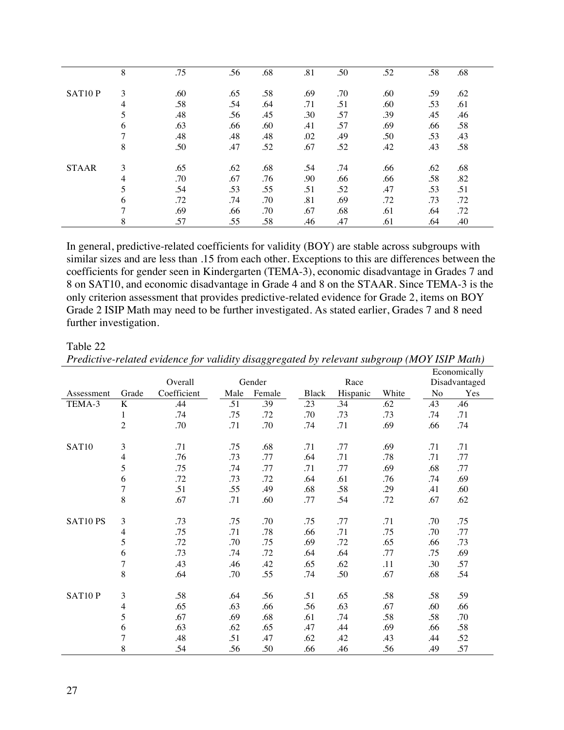| | | | | | | | | | |
|---|---|---|---|---|---|---|---|---|---|
| | 8 | .75 | .56 | .68 | .81 | .50 | .52 | .58 | .68 |
| SAT10 P | 3 | .60 | .65 | .58 | .69 | .70 | .60 | .59 | .62 |
| | 4 | .58 | .54 | .64 | .71 | .51 | .60 | .53 | .61 |
| | 5 | .48 | .56 | .45 | .30 | .57 | .39 | .45 | .46 |
| | 6 | .63 | .66 | .60 | .41 | .57 | .69 | .66 | .58 |
| | 7 | .48 | .48 | .48 | .02 | .49 | .50 | .53 | .43 |
| | 8 | .50 | .47 | .52 | .67 | .52 | .42 | .43 | .58 |
| STAAR | 3 | .65 | .62 | .68 | .54 | .74 | .66 | .62 | .68 |
| | 4 | .70 | .67 | .76 | .90 | .66 | .66 | .58 | .82 |
| | 5 | .54 | .53 | .55 | .51 | .52 | .47 | .53 | .51 |
| | 6 | .72 | .74 | .70 | .81 | .69 | .72 | .73 | .72 |
| | 7 | .69 | .66 | .70 | .67 | .68 | .61 | .64 | .72 |
| | 8 | .57 | .55 | .58 | .46 | .47 | .61 | .64 | .40 |

In general, predictive-related coefficients for validity (BOY) are stable across subgroups with similar sizes and are less than .15 from each other. Exceptions to this are differences between the coefficients for gender seen in Kindergarten (TEMA-3), economic disadvantage in Grades 7 and 8 on SAT10, and economic disadvantage in Grade 4 and 8 on the STAAR. Since TEMA-3 is the only criterion assessment that provides predictive-related evidence for Grade 2, items on BOY Grade 2 ISIP Math may need to be further investigated. As stated earlier, Grades 7 and 8 need further investigation.

Table 22

*Predictive-related evidence for validity disaggregated by relevant subgroup (MOY ISIP Math)*

| | | Overall | Gender | | Race | | | Economically Disadvantaged | |
|---|---|---|---|---|---|---|---|---|---|
| Assessment | Grade | Coefficient | Male | Female | Black | Hispanic | White | No | Yes |
| TEMA-3 | K | .44 | .51 | .39 | .23 | .34 | .62 | .43 | .46 |
| | 1 | .74 | .75 | .72 | .70 | .73 | .73 | .74 | .71 |
| | 2 | .70 | .71 | .70 | .74 | .71 | .69 | .66 | .74 |
| SAT10 | 3 | .71 | .75 | .68 | .71 | .77 | .69 | .71 | .71 |
| | 4 | .76 | .73 | .77 | .64 | .71 | .78 | .71 | .77 |
| | 5 | .75 | .74 | .77 | .71 | .77 | .69 | .68 | .77 |
| | 6 | .72 | .73 | .72 | .64 | .61 | .76 | .74 | .69 |
| | 7 | .51 | .55 | .49 | .68 | .58 | .29 | .41 | .60 |
| | 8 | .67 | .71 | .60 | .77 | .54 | .72 | .67 | .62 |
| SAT10 PS | 3 | .73 | .75 | .70 | .75 | .77 | .71 | .70 | .75 |
| | 4 | .75 | .71 | .78 | .66 | .71 | .75 | .70 | .77 |
| | 5 | .72 | .70 | .75 | .69 | .72 | .65 | .66 | .73 |
| | 6 | .73 | .74 | .72 | .64 | .64 | .77 | .75 | .69 |
| | 7 | .43 | .46 | .42 | .65 | .62 | .11 | .30 | .57 |
| | 8 | .64 | .70 | .55 | .74 | .50 | .67 | .68 | .54 |
| SAT10 P | 3 | .58 | .64 | .56 | .51 | .65 | .58 | .58 | .59 |
| | 4 | .65 | .63 | .66 | .56 | .63 | .67 | .60 | .66 |
| | 5 | .67 | .69 | .68 | .61 | .74 | .58 | .58 | .70 |
| | 6 | .63 | .62 | .65 | .47 | .44 | .69 | .66 | .58 |
| | 7 | .48 | .51 | .47 | .62 | .42 | .43 | .44 | .52 |
| | 8 | .54 | .56 | .50 | .66 | .46 | .56 | .49 | .57 |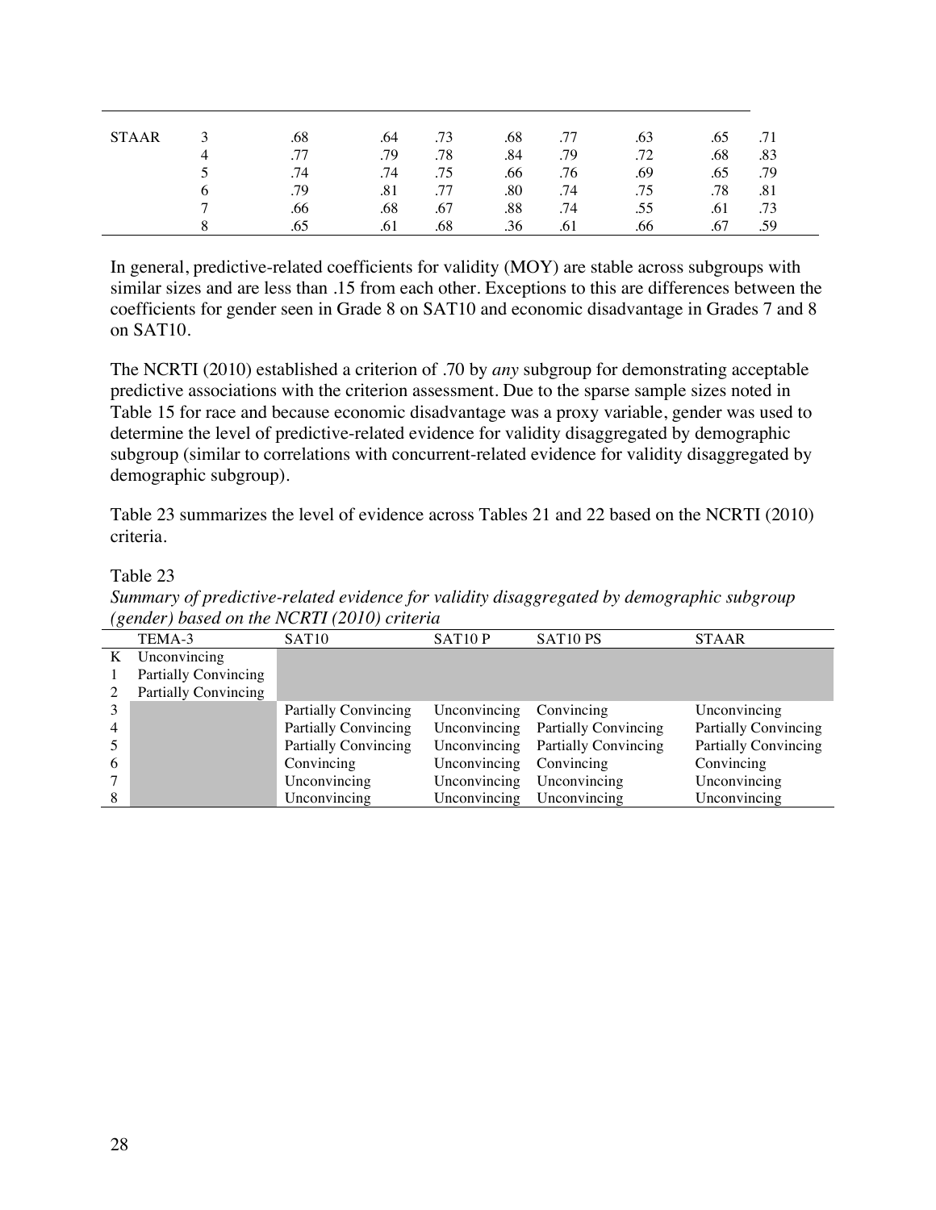| | | | | | | | | | |
|---|---|---|---|---|---|---|---|---|---|
| STAAR | 3 | .68 | .64 | .73 | .68 | .77 | .63 | .65 | .71 |
| | 4 | .77 | .79 | .78 | .84 | .79 | .72 | .68 | .83 |
| | 5 | .74 | .74 | .75 | .66 | .76 | .69 | .65 | .79 |
| | 6 | .79 | .81 | .77 | .80 | .74 | .75 | .78 | .81 |
| | 7 | .66 | .68 | .67 | .88 | .74 | .55 | .61 | .73 |
| | 8 | .65 | .61 | .68 | .36 | .61 | .66 | .67 | .59 |

In general, predictive-related coefficients for validity (MOY) are stable across subgroups with similar sizes and are less than .15 from each other. Exceptions to this are differences between the coefficients for gender seen in Grade 8 on SAT10 and economic disadvantage in Grades 7 and 8 on SAT10.

The NCRTI (2010) established a criterion of .70 by *any* subgroup for demonstrating acceptable predictive associations with the criterion assessment. Due to the sparse sample sizes noted in Table 15 for race and because economic disadvantage was a proxy variable, gender was used to determine the level of predictive-related evidence for validity disaggregated by demographic subgroup (similar to correlations with concurrent-related evidence for validity disaggregated by demographic subgroup).

Table 23 summarizes the level of evidence across Tables 21 and 22 based on the NCRTI (2010) criteria.

Table 23

*Summary of predictive-related evidence for validity disaggregated by demographic subgroup (gender) based on the NCRTI (2010) criteria*

| | TEMA-3 | SAT10 | SAT10 P | SAT10 PS | STAAR |
|---|---|---|---|---|---|
| K | Unconvincing | | | | |
| 1 | Partially Convincing | | | | |
| 2 | Partially Convincing | | | | |
| 3 | | Partially Convincing | Unconvincing | Convincing | Unconvincing |
| 4 | | Partially Convincing | Unconvincing | Partially Convincing | Partially Convincing |
| 5 | | Partially Convincing | Unconvincing | Partially Convincing | Partially Convincing |
| 6 | | Convincing | Unconvincing | Convincing | Convincing |
| 7 | | Unconvincing | Unconvincing | Unconvincing | Unconvincing |
| 8 | | Unconvincing | Unconvincing | Unconvincing | Unconvincing |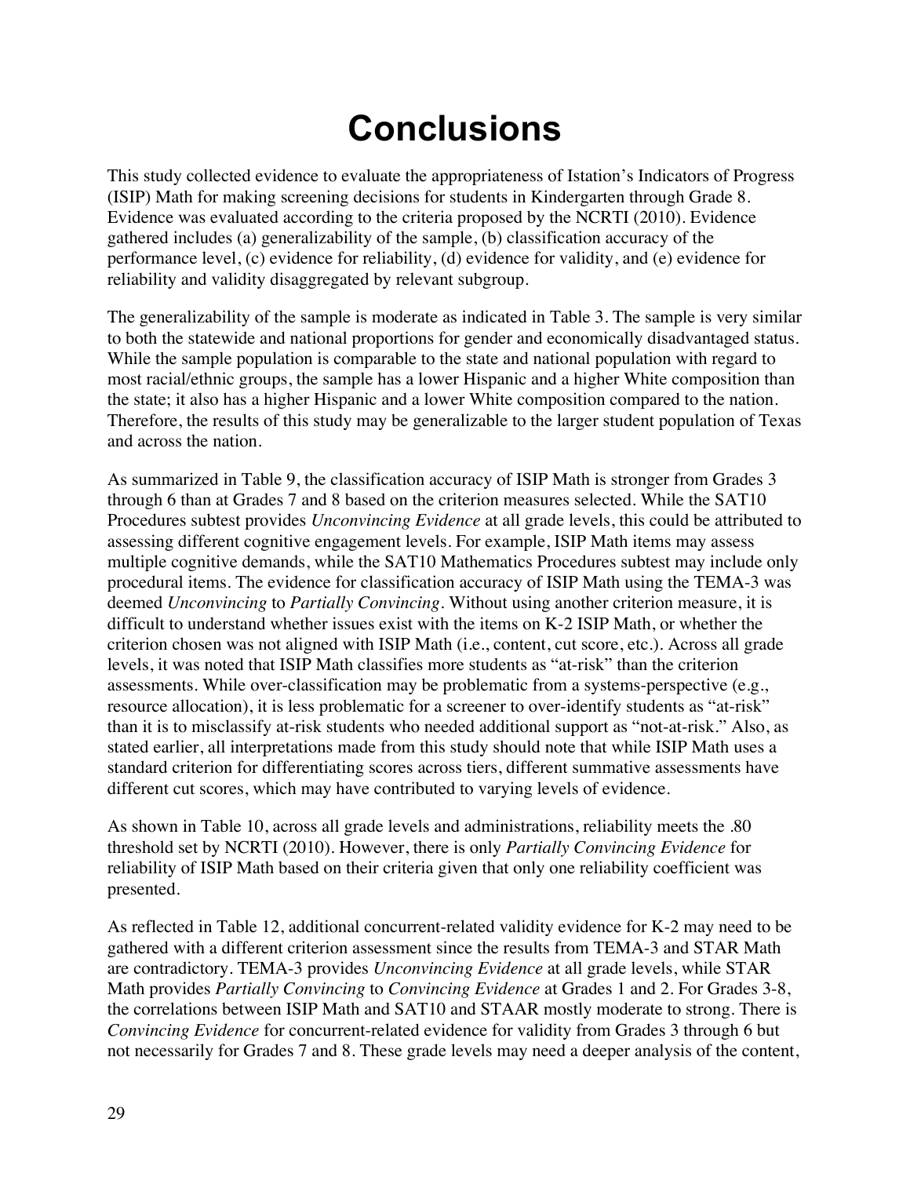# Conclusions

This study collected evidence to evaluate the appropriateness of Istation's Indicators of Progress (ISIP) Math for making screening decisions for students in Kindergarten through Grade 8. Evidence was evaluated according to the criteria proposed by the NCRTI (2010). Evidence gathered includes (a) generalizability of the sample, (b) classification accuracy of the performance level, (c) evidence for reliability, (d) evidence for validity, and (e) evidence for reliability and validity disaggregated by relevant subgroup.

The generalizability of the sample is moderate as indicated in Table 3. The sample is very similar to both the statewide and national proportions for gender and economically disadvantaged status. While the sample population is comparable to the state and national population with regard to most racial/ethnic groups, the sample has a lower Hispanic and a higher White composition than the state; it also has a higher Hispanic and a lower White composition compared to the nation. Therefore, the results of this study may be generalizable to the larger student population of Texas and across the nation.

As summarized in Table 9, the classification accuracy of ISIP Math is stronger from Grades 3 through 6 than at Grades 7 and 8 based on the criterion measures selected. While the SAT10 Procedures subtest provides *Unconvincing Evidence* at all grade levels, this could be attributed to assessing different cognitive engagement levels. For example, ISIP Math items may assess multiple cognitive demands, while the SAT10 Mathematics Procedures subtest may include only procedural items. The evidence for classification accuracy of ISIP Math using the TEMA-3 was deemed *Unconvincing* to *Partially Convincing*. Without using another criterion measure, it is difficult to understand whether issues exist with the items on K-2 ISIP Math, or whether the criterion chosen was not aligned with ISIP Math (i.e., content, cut score, etc.). Across all grade levels, it was noted that ISIP Math classifies more students as "at-risk" than the criterion assessments. While over-classification may be problematic from a systems-perspective (e.g., resource allocation), it is less problematic for a screener to over-identify students as "at-risk" than it is to misclassify at-risk students who needed additional support as "not-at-risk." Also, as stated earlier, all interpretations made from this study should note that while ISIP Math uses a standard criterion for differentiating scores across tiers, different summative assessments have different cut scores, which may have contributed to varying levels of evidence.

As shown in Table 10, across all grade levels and administrations, reliability meets the .80 threshold set by NCRTI (2010). However, there is only *Partially Convincing Evidence* for reliability of ISIP Math based on their criteria given that only one reliability coefficient was presented.

As reflected in Table 12, additional concurrent-related validity evidence for K-2 may need to be gathered with a different criterion assessment since the results from TEMA-3 and STAR Math are contradictory. TEMA-3 provides *Unconvincing Evidence* at all grade levels, while STAR Math provides *Partially Convincing* to *Convincing Evidence* at Grades 1 and 2. For Grades 3-8, the correlations between ISIP Math and SAT10 and STAAR mostly moderate to strong. There is *Convincing Evidence* for concurrent-related evidence for validity from Grades 3 through 6 but not necessarily for Grades 7 and 8. These grade levels may need a deeper analysis of the content,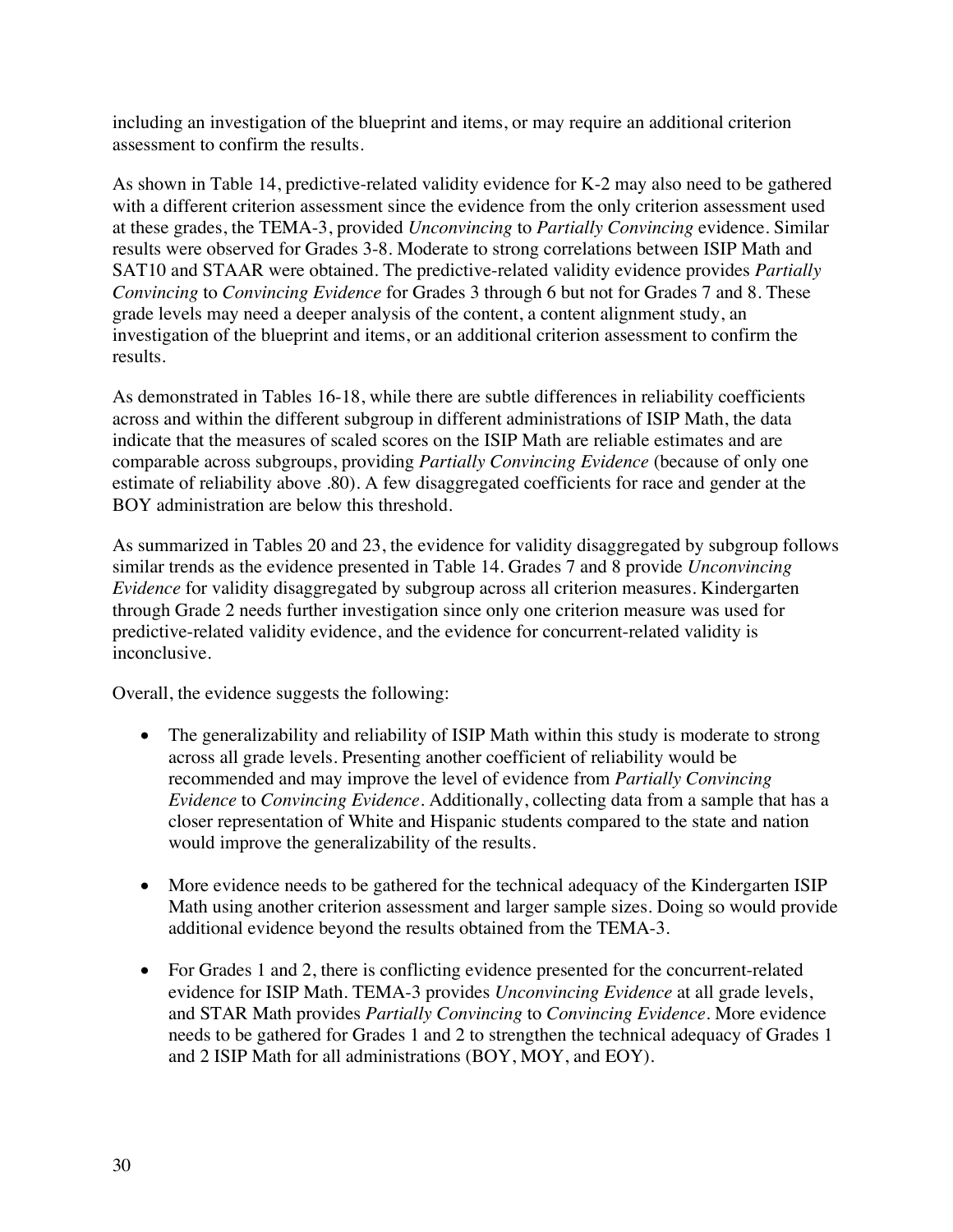including an investigation of the blueprint and items, or may require an additional criterion assessment to confirm the results.

As shown in Table 14, predictive-related validity evidence for K-2 may also need to be gathered with a different criterion assessment since the evidence from the only criterion assessment used at these grades, the TEMA-3, provided *Unconvincing* to *Partially Convincing* evidence. Similar results were observed for Grades 3-8. Moderate to strong correlations between ISIP Math and SAT10 and STAAR were obtained. The predictive-related validity evidence provides *Partially Convincing* to *Convincing Evidence* for Grades 3 through 6 but not for Grades 7 and 8. These grade levels may need a deeper analysis of the content, a content alignment study, an investigation of the blueprint and items, or an additional criterion assessment to confirm the results.

As demonstrated in Tables 16-18, while there are subtle differences in reliability coefficients across and within the different subgroup in different administrations of ISIP Math, the data indicate that the measures of scaled scores on the ISIP Math are reliable estimates and are comparable across subgroups, providing *Partially Convincing Evidence* (because of only one estimate of reliability above .80). A few disaggregated coefficients for race and gender at the BOY administration are below this threshold.

As summarized in Tables 20 and 23, the evidence for validity disaggregated by subgroup follows similar trends as the evidence presented in Table 14. Grades 7 and 8 provide *Unconvincing Evidence* for validity disaggregated by subgroup across all criterion measures. Kindergarten through Grade 2 needs further investigation since only one criterion measure was used for predictive-related validity evidence, and the evidence for concurrent-related validity is inconclusive.

Overall, the evidence suggests the following:

- The generalizability and reliability of ISIP Math within this study is moderate to strong across all grade levels. Presenting another coefficient of reliability would be recommended and may improve the level of evidence from *Partially Convincing Evidence* to *Convincing Evidence*. Additionally, collecting data from a sample that has a closer representation of White and Hispanic students compared to the state and nation would improve the generalizability of the results.

- More evidence needs to be gathered for the technical adequacy of the Kindergarten ISIP Math using another criterion assessment and larger sample sizes. Doing so would provide additional evidence beyond the results obtained from the TEMA-3.

- For Grades 1 and 2, there is conflicting evidence presented for the concurrent-related evidence for ISIP Math. TEMA-3 provides *Unconvincing Evidence* at all grade levels, and STAR Math provides *Partially Convincing* to *Convincing Evidence*. More evidence needs to be gathered for Grades 1 and 2 to strengthen the technical adequacy of Grades 1 and 2 ISIP Math for all administrations (BOY, MOY, and EOY).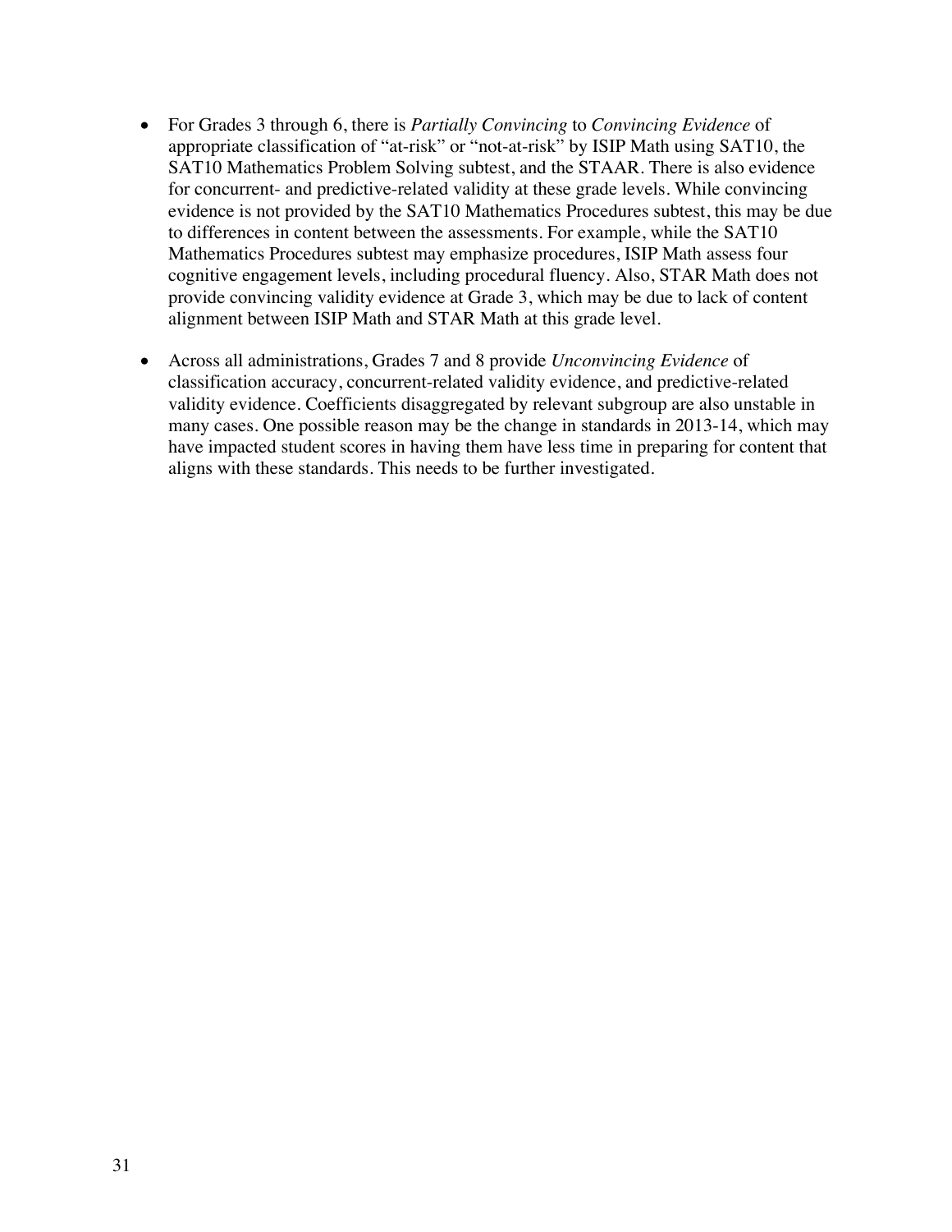- For Grades 3 through 6, there is *Partially Convincing* to *Convincing Evidence* of appropriate classification of "at-risk" or "not-at-risk" by ISIP Math using SAT10, the SAT10 Mathematics Problem Solving subtest, and the STAAR. There is also evidence for concurrent- and predictive-related validity at these grade levels. While convincing evidence is not provided by the SAT10 Mathematics Procedures subtest, this may be due to differences in content between the assessments. For example, while the SAT10 Mathematics Procedures subtest may emphasize procedures, ISIP Math assess four cognitive engagement levels, including procedural fluency. Also, STAR Math does not provide convincing validity evidence at Grade 3, which may be due to lack of content alignment between ISIP Math and STAR Math at this grade level.

- Across all administrations, Grades 7 and 8 provide *Unconvincing Evidence* of classification accuracy, concurrent-related validity evidence, and predictive-related validity evidence. Coefficients disaggregated by relevant subgroup are also unstable in many cases. One possible reason may be the change in standards in 2013-14, which may have impacted student scores in having them have less time in preparing for content that aligns with these standards. This needs to be further investigated.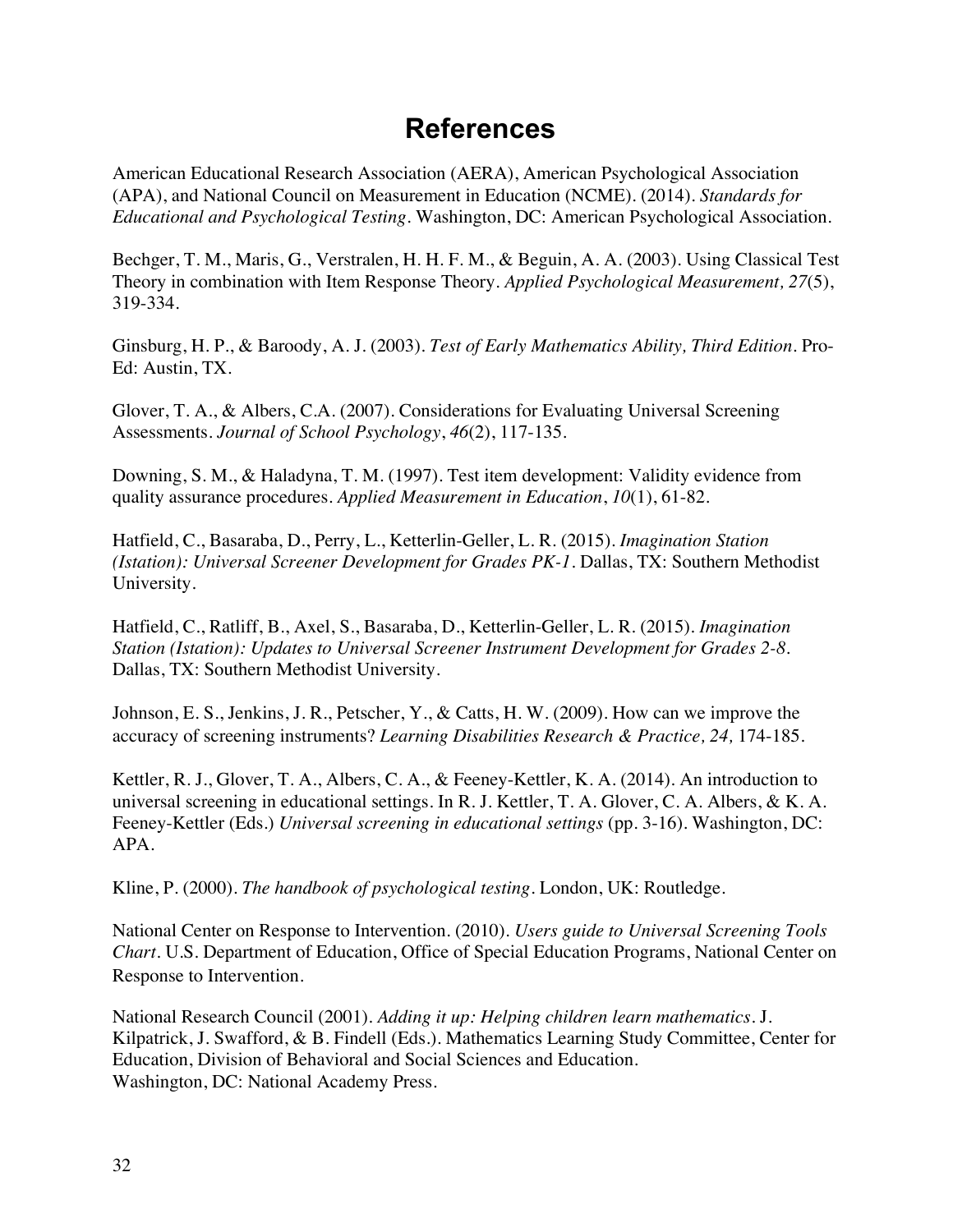# References

American Educational Research Association (AERA), American Psychological Association (APA), and National Council on Measurement in Education (NCME). (2014). *Standards for Educational and Psychological Testing*. Washington, DC: American Psychological Association.

Bechger, T. M., Maris, G., Verstralen, H. H. F. M., & Beguin, A. A. (2003). Using Classical Test Theory in combination with Item Response Theory. *Applied Psychological Measurement, 27*(5), 319-334.

Ginsburg, H. P., & Baroody, A. J. (2003). *Test of Early Mathematics Ability, Third Edition*. Pro-Ed: Austin, TX.

Glover, T. A., & Albers, C.A. (2007). Considerations for Evaluating Universal Screening Assessments. *Journal of School Psychology*, *46*(2), 117-135.

Downing, S. M., & Haladyna, T. M. (1997). Test item development: Validity evidence from quality assurance procedures. *Applied Measurement in Education*, *10*(1), 61-82.

Hatfield, C., Basaraba, D., Perry, L., Ketterlin-Geller, L. R. (2015). *Imagination Station (Istation): Universal Screener Development for Grades PK-1*. Dallas, TX: Southern Methodist University.

Hatfield, C., Ratliff, B., Axel, S., Basaraba, D., Ketterlin-Geller, L. R. (2015). *Imagination Station (Istation): Updates to Universal Screener Instrument Development for Grades 2-8*. Dallas, TX: Southern Methodist University.

Johnson, E. S., Jenkins, J. R., Petscher, Y., & Catts, H. W. (2009). How can we improve the accuracy of screening instruments? *Learning Disabilities Research & Practice, 24,* 174-185.

Kettler, R. J., Glover, T. A., Albers, C. A., & Feeney-Kettler, K. A. (2014). An introduction to universal screening in educational settings. In R. J. Kettler, T. A. Glover, C. A. Albers, & K. A. Feeney-Kettler (Eds.) *Universal screening in educational settings* (pp. 3-16). Washington, DC: APA.

Kline, P. (2000). *The handbook of psychological testing*. London, UK: Routledge.

National Center on Response to Intervention. (2010). *Users guide to Universal Screening Tools Chart*. U.S. Department of Education, Office of Special Education Programs, National Center on Response to Intervention.

National Research Council (2001). *Adding it up: Helping children learn mathematics*. J. Kilpatrick, J. Swafford, & B. Findell (Eds.). Mathematics Learning Study Committee, Center for Education, Division of Behavioral and Social Sciences and Education. Washington, DC: National Academy Press.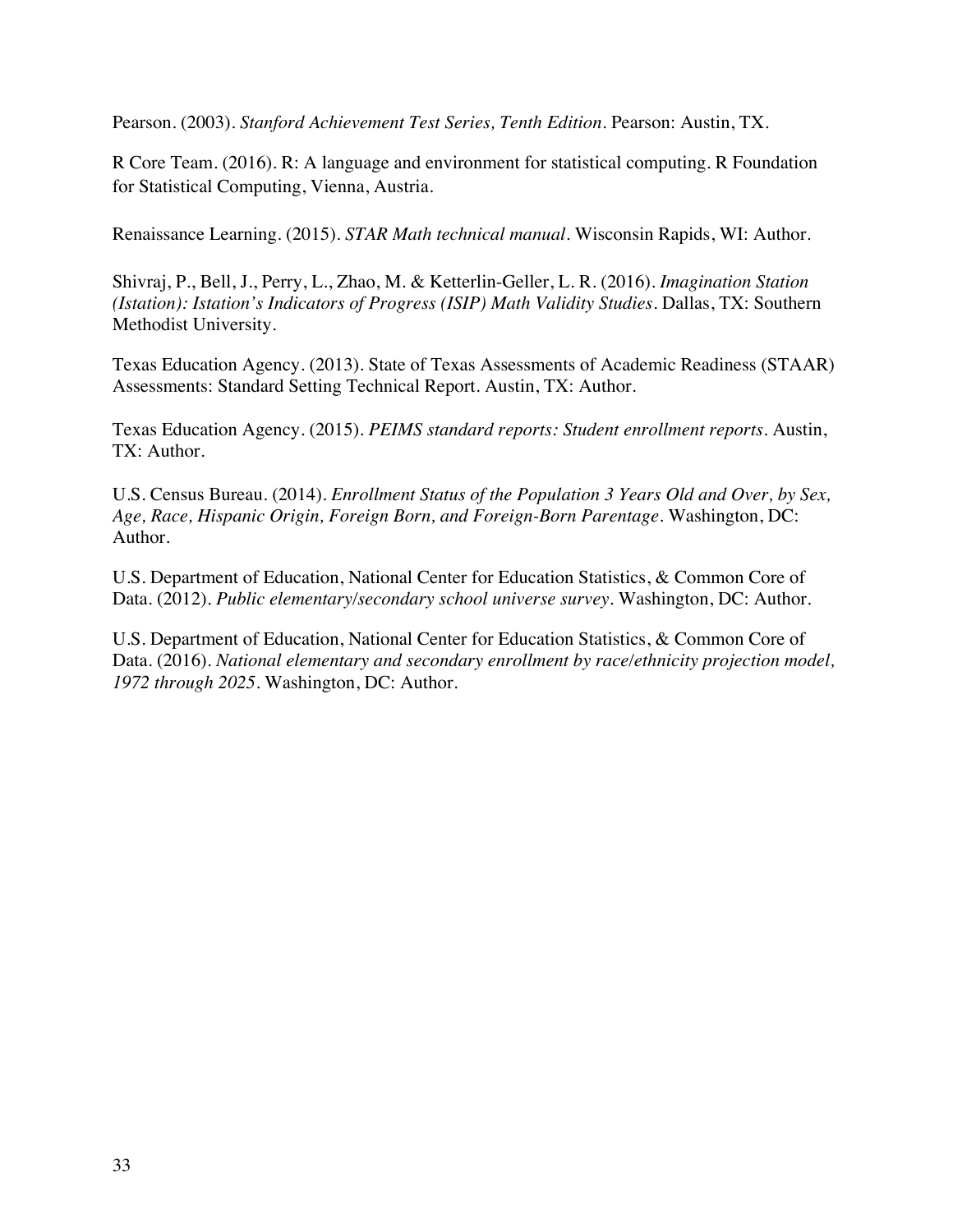Pearson. (2003). *Stanford Achievement Test Series, Tenth Edition*. Pearson: Austin, TX.

R Core Team. (2016). R: A language and environment for statistical computing. R Foundation for Statistical Computing, Vienna, Austria.

Renaissance Learning. (2015). *STAR Math technical manual*. Wisconsin Rapids, WI: Author.

Shivraj, P., Bell, J., Perry, L., Zhao, M. & Ketterlin-Geller, L. R. (2016). *Imagination Station (Istation): Istation's Indicators of Progress (ISIP) Math Validity Studies*. Dallas, TX: Southern Methodist University.

Texas Education Agency. (2013). State of Texas Assessments of Academic Readiness (STAAR) Assessments: Standard Setting Technical Report. Austin, TX: Author.

Texas Education Agency. (2015). *PEIMS standard reports: Student enrollment reports*. Austin, TX: Author.

U.S. Census Bureau. (2014). *Enrollment Status of the Population 3 Years Old and Over, by Sex, Age, Race, Hispanic Origin, Foreign Born, and Foreign-Born Parentage*. Washington, DC: Author.

U.S. Department of Education, National Center for Education Statistics, & Common Core of Data. (2012). *Public elementary/secondary school universe survey*. Washington, DC: Author.

U.S. Department of Education, National Center for Education Statistics, & Common Core of Data. (2016). *National elementary and secondary enrollment by race/ethnicity projection model, 1972 through 2025*. Washington, DC: Author.